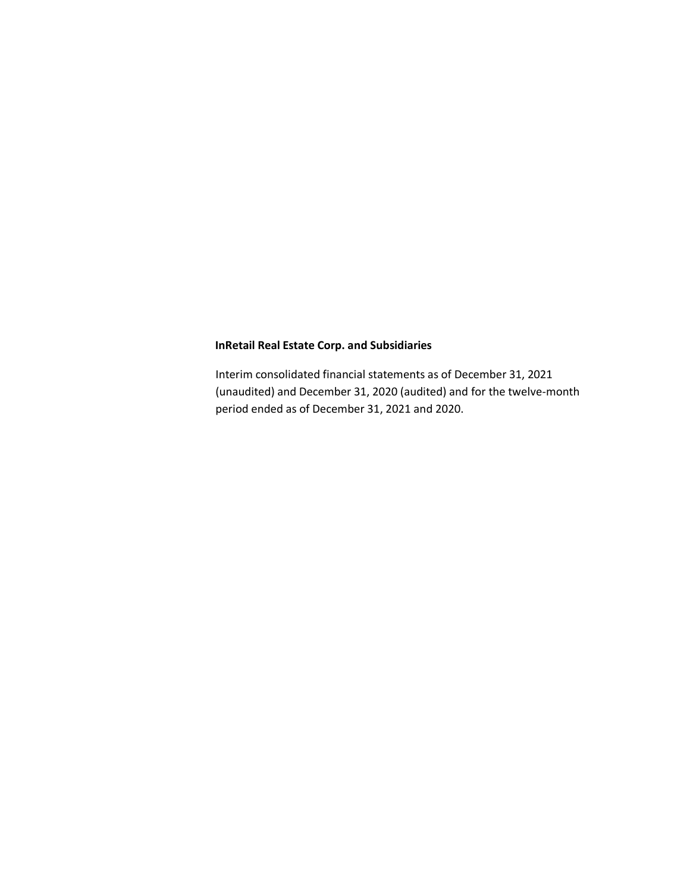**InRetail Real Estate Corp. and Subsidiaries**

Interim consolidated financial statements as of December 31, 2021 (unaudited) and December 31, 2020 (audited) and for the twelve-month period ended as of December 31, 2021 and 2020.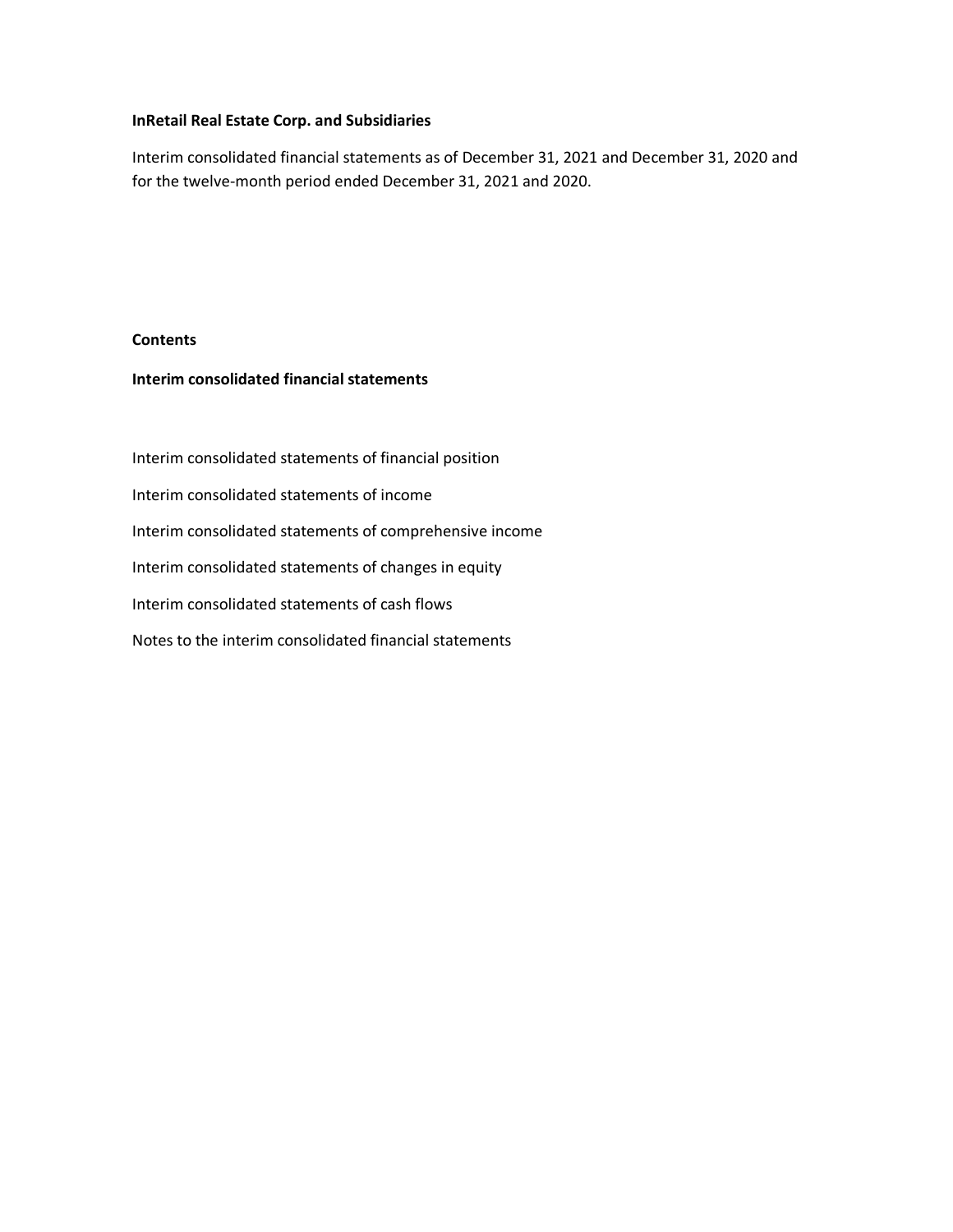**InRetail Real Estate Corp. and Subsidiaries**

Interim consolidated financial statements as of December 31, 2021 and December 31, 2020 and for the twelve-month period ended December 31, 2021 and 2020.

**Contents**

**Interim consolidated financial statements**

Interim consolidated statements of financial position

Interim consolidated statements of income

Interim consolidated statements of comprehensive income

Interim consolidated statements of changes in equity

Interim consolidated statements of cash flows

Notes to the interim consolidated financial statements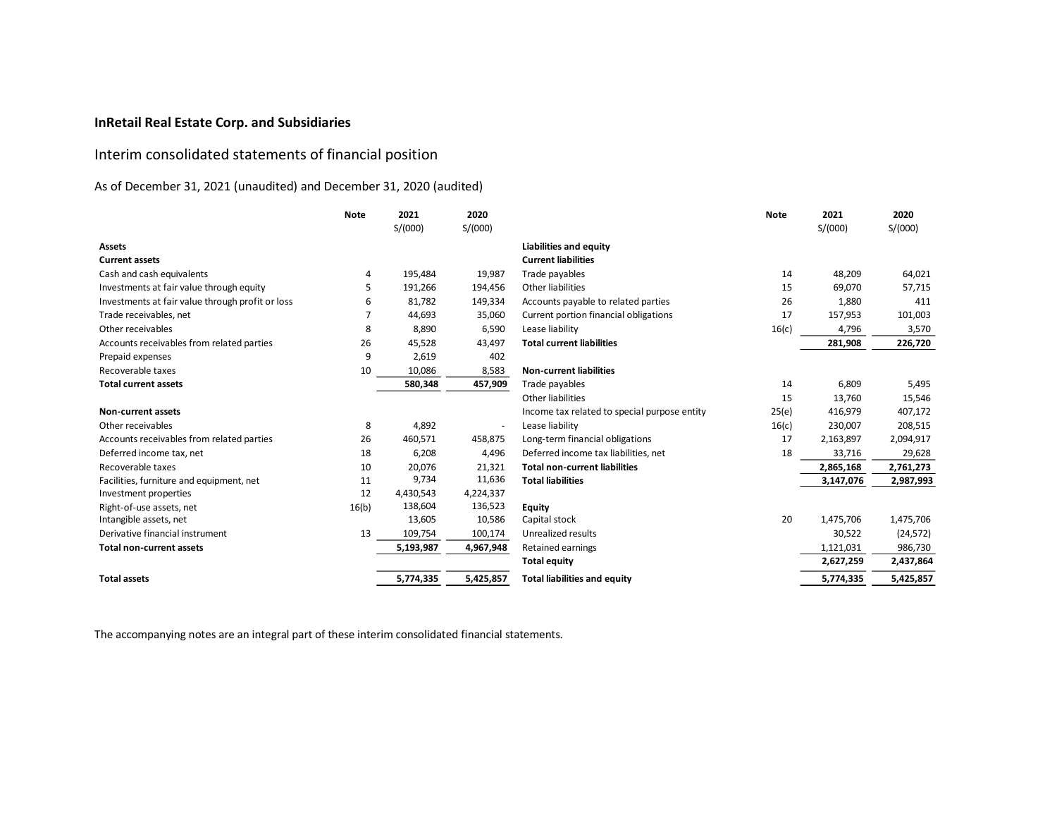**InRetail Real Estate Corp. and Subsidiaries**

## Interim consolidated statements of financial position

As of December 31, 2021 (unaudited) and December 31, 2020 (audited)

| | Note | 2021 S/(000) | 2020 S/(000) |
|---|---|---|---|
| **Assets** | | | |
| **Current assets** | | | |
| Cash and cash equivalents | 4 | 195,484 | 19,987 |
| Investments at fair value through equity | 5 | 191,266 | 194,456 |
| Investments at fair value through profit or loss | 6 | 81,782 | 149,334 |
| Trade receivables, net | 7 | 44,693 | 35,060 |
| Other receivables | 8 | 8,890 | 6,590 |
| Accounts receivables from related parties | 26 | 45,528 | 43,497 |
| Prepaid expenses | 9 | 2,619 | 402 |
| Recoverable taxes | 10 | 10,086 | 8,583 |
| **Total current assets** | | **580,348** | **457,909** |
| **Non-current assets** | | | |
| Other receivables | 8 | 4,892 | - |
| Accounts receivables from related parties | 26 | 460,571 | 458,875 |
| Deferred income tax, net | 18 | 6,208 | 4,496 |
| Recoverable taxes | 10 | 20,076 | 21,321 |
| Facilities, furniture and equipment, net | 11 | 9,734 | 11,636 |
| Investment properties | 12 | 4,430,543 | 4,224,337 |
| Right-of-use assets, net | 16(b) | 138,604 | 136,523 |
| Intangible assets, net | | 13,605 | 10,586 |
| Derivative financial instrument | 13 | 109,754 | 100,174 |
| **Total non-current assets** | | **5,193,987** | **4,967,948** |
| **Total assets** | | **5,774,335** | **5,425,857** |

| | Note | 2021 S/(000) | 2020 S/(000) |
|---|---|---|---|
| **Liabilities and equity** | | | |
| **Current liabilities** | | | |
| Trade payables | 14 | 48,209 | 64,021 |
| Other liabilities | 15 | 69,070 | 57,715 |
| Accounts payable to related parties | 26 | 1,880 | 411 |
| Current portion financial obligations | 17 | 157,953 | 101,003 |
| Lease liability | 16(c) | 4,796 | 3,570 |
| **Total current liabilities** | | **281,908** | **226,720** |
| **Non-current liabilities** | | | |
| Trade payables | 14 | 6,809 | 5,495 |
| Other liabilities | 15 | 13,760 | 15,546 |
| Income tax related to special purpose entity | 25(e) | 416,979 | 407,172 |
| Lease liability | 16(c) | 230,007 | 208,515 |
| Long-term financial obligations | 17 | 2,163,897 | 2,094,917 |
| Deferred income tax liabilities, net | 18 | 33,716 | 29,628 |
| **Total non-current liabilities** | | **2,865,168** | **2,761,273** |
| **Total liabilities** | | **3,147,076** | **2,987,993** |
| **Equity** | | | |
| Capital stock | 20 | 1,475,706 | 1,475,706 |
| Unrealized results | | 30,522 | (24,572) |
| Retained earnings | | 1,121,031 | 986,730 |
| **Total equity** | | **2,627,259** | **2,437,864** |
| **Total liabilities and equity** | | **5,774,335** | **5,425,857** |

The accompanying notes are an integral part of these interim consolidated financial statements.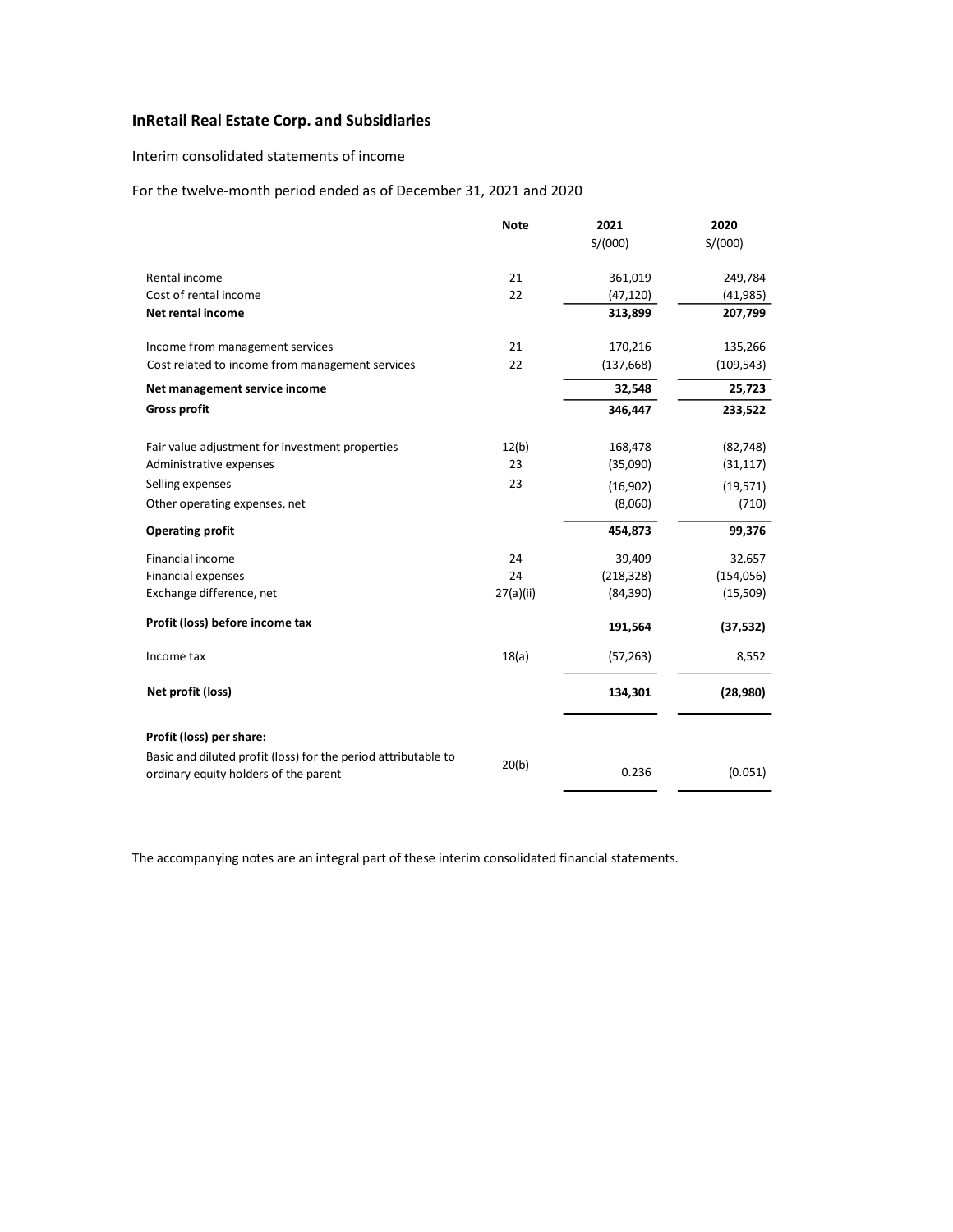## InRetail Real Estate Corp. and Subsidiaries

Interim consolidated statements of income

For the twelve-month period ended as of December 31, 2021 and 2020

| | Note | 2021<br>S/(000) | 2020<br>S/(000) |
|---|---|---|---|
| Rental income | 21 | 361,019 | 249,784 |
| Cost of rental income | 22 | (47,120) | (41,985) |
| **Net rental income** | | **313,899** | **207,799** |
| Income from management services | 21 | 170,216 | 135,266 |
| Cost related to income from management services | 22 | (137,668) | (109,543) |
| **Net management service income** | | **32,548** | **25,723** |
| **Gross profit** | | **346,447** | **233,522** |
| Fair value adjustment for investment properties | 12(b) | 168,478 | (82,748) |
| Administrative expenses | 23 | (35,090) | (31,117) |
| Selling expenses | 23 | (16,902) | (19,571) |
| Other operating expenses, net | | (8,060) | (710) |
| **Operating profit** | | **454,873** | **99,376** |
| Financial income | 24 | 39,409 | 32,657 |
| Financial expenses | 24 | (218,328) | (154,056) |
| Exchange difference, net | 27(a)(ii) | (84,390) | (15,509) |
| **Profit (loss) before income tax** | | **191,564** | **(37,532)** |
| Income tax | 18(a) | (57,263) | 8,552 |
| **Net profit (loss)** | | **134,301** | **(28,980)** |
| **Profit (loss) per share:** | | | |
| Basic and diluted profit (loss) for the period attributable to ordinary equity holders of the parent | 20(b) | 0.236 | (0.051) |

The accompanying notes are an integral part of these interim consolidated financial statements.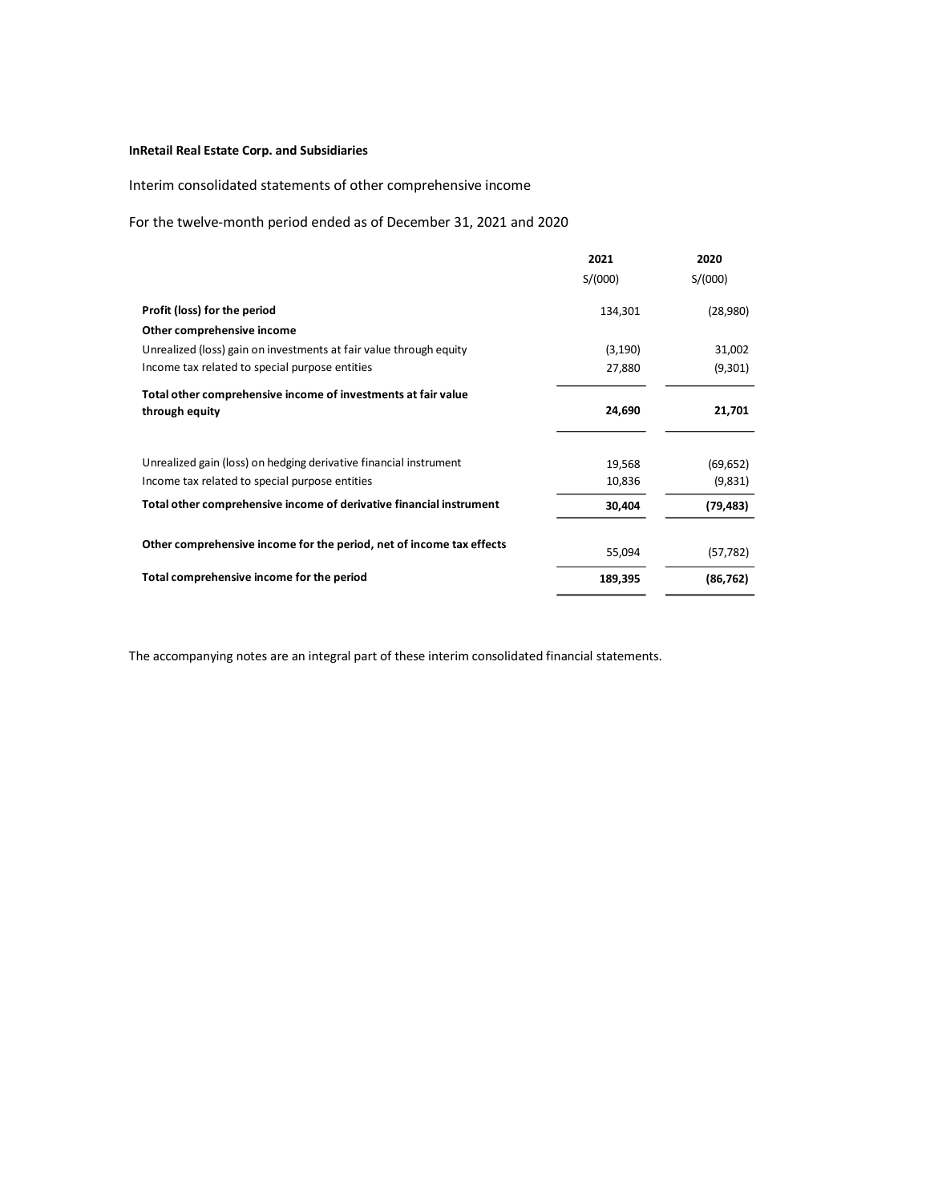**InRetail Real Estate Corp. and Subsidiaries**

Interim consolidated statements of other comprehensive income

For the twelve-month period ended as of December 31, 2021 and 2020

| | 2021 | 2020 |
|---|---|---|
| | S/(000) | S/(000) |
| **Profit (loss) for the period** | 134,301 | (28,980) |
| **Other comprehensive income** | | |
| Unrealized (loss) gain on investments at fair value through equity | (3,190) | 31,002 |
| Income tax related to special purpose entities | 27,880 | (9,301) |
| **Total other comprehensive income of investments at fair value through equity** | **24,690** | **21,701** |
| Unrealized gain (loss) on hedging derivative financial instrument | 19,568 | (69,652) |
| Income tax related to special purpose entities | 10,836 | (9,831) |
| **Total other comprehensive income of derivative financial instrument** | **30,404** | **(79,483)** |
| **Other comprehensive income for the period, net of income tax effects** | 55,094 | (57,782) |
| **Total comprehensive income for the period** | **189,395** | **(86,762)** |

The accompanying notes are an integral part of these interim consolidated financial statements.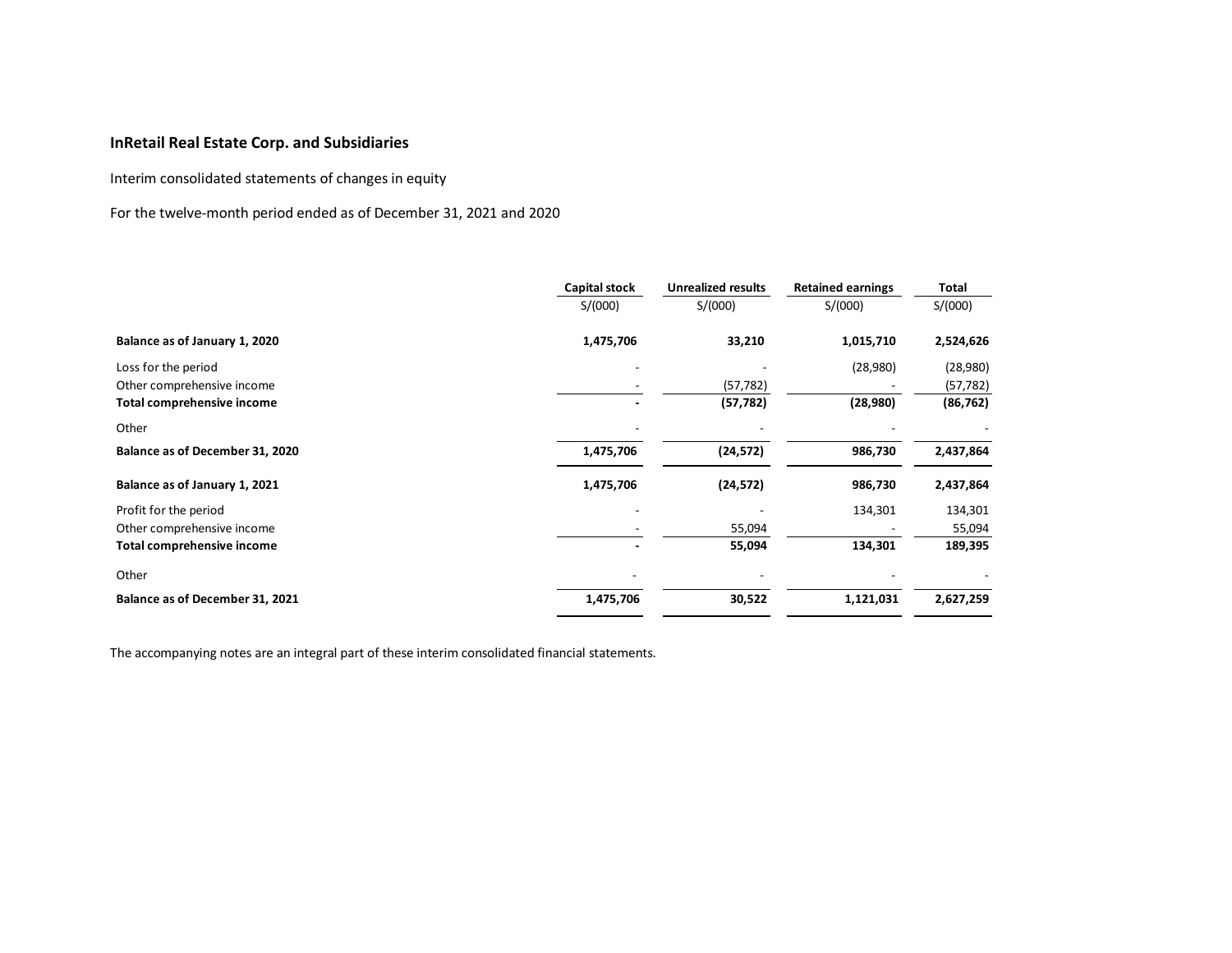# InRetail Real Estate Corp. and Subsidiaries

Interim consolidated statements of changes in equity

For the twelve-month period ended as of December 31, 2021 and 2020

| | Capital stock | Unrealized results | Retained earnings | Total |
|---|---|---|---|---|
| | S/(000) | S/(000) | S/(000) | S/(000) |
| **Balance as of January 1, 2020** | **1,475,706** | **33,210** | **1,015,710** | **2,524,626** |
| Loss for the period | - | - | (28,980) | (28,980) |
| Other comprehensive income | - | (57,782) | - | (57,782) |
| **Total comprehensive income** | **-** | **(57,782)** | **(28,980)** | **(86,762)** |
| Other | - | - | - | - |
| **Balance as of December 31, 2020** | **1,475,706** | **(24,572)** | **986,730** | **2,437,864** |
| **Balance as of January 1, 2021** | **1,475,706** | **(24,572)** | **986,730** | **2,437,864** |
| Profit for the period | - | - | 134,301 | 134,301 |
| Other comprehensive income | - | 55,094 | - | 55,094 |
| **Total comprehensive income** | **-** | **55,094** | **134,301** | **189,395** |
| Other | - | - | - | - |
| **Balance as of December 31, 2021** | **1,475,706** | **30,522** | **1,121,031** | **2,627,259** |

The accompanying notes are an integral part of these interim consolidated financial statements.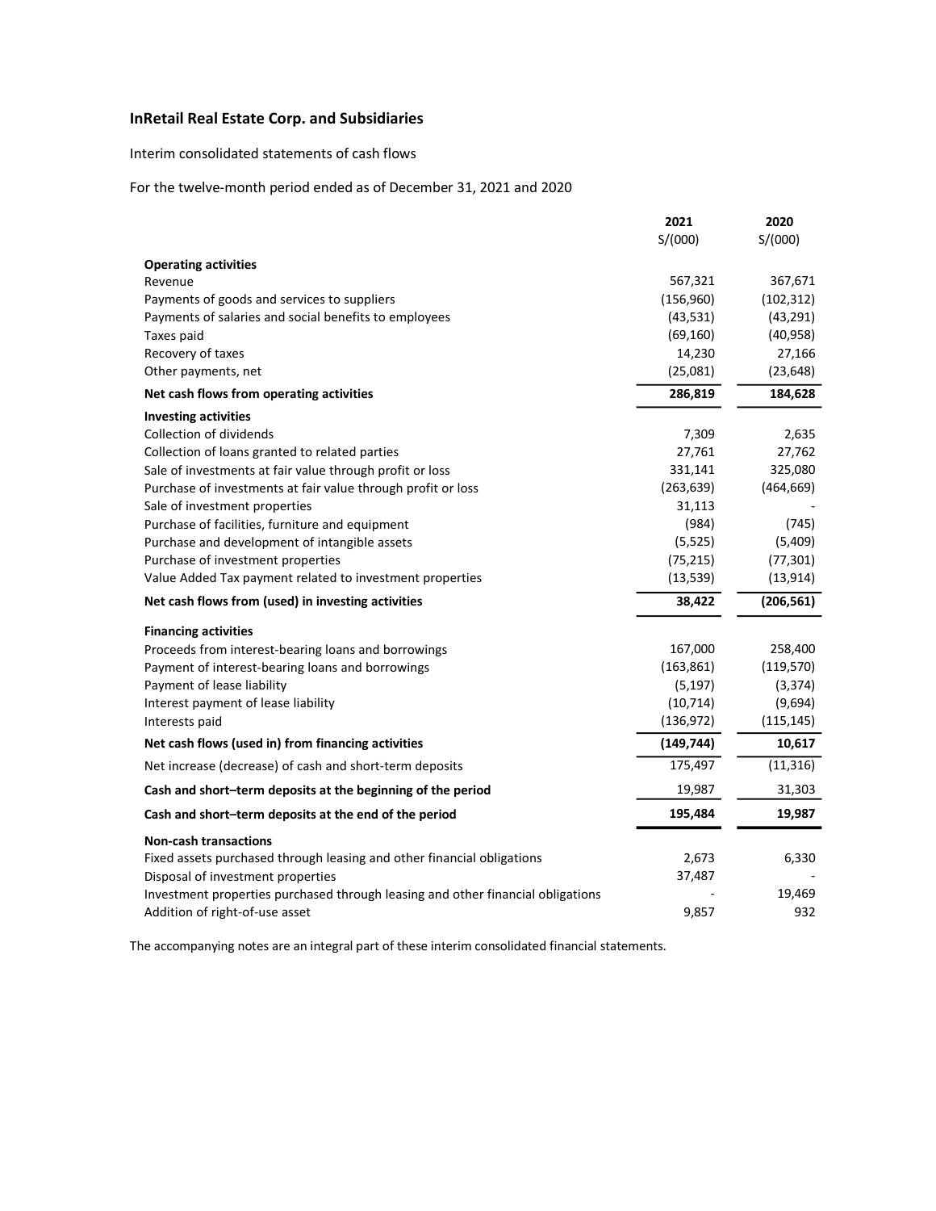**InRetail Real Estate Corp. and Subsidiaries**

Interim consolidated statements of cash flows

For the twelve-month period ended as of December 31, 2021 and 2020

| | 2021 | 2020 |
|---|---|---|
| | S/(000) | S/(000) |
| **Operating activities** | | |
| Revenue | 567,321 | 367,671 |
| Payments of goods and services to suppliers | (156,960) | (102,312) |
| Payments of salaries and social benefits to employees | (43,531) | (43,291) |
| Taxes paid | (69,160) | (40,958) |
| Recovery of taxes | 14,230 | 27,166 |
| Other payments, net | (25,081) | (23,648) |
| **Net cash flows from operating activities** | **286,819** | **184,628** |
| **Investing activities** | | |
| Collection of dividends | 7,309 | 2,635 |
| Collection of loans granted to related parties | 27,761 | 27,762 |
| Sale of investments at fair value through profit or loss | 331,141 | 325,080 |
| Purchase of investments at fair value through profit or loss | (263,639) | (464,669) |
| Sale of investment properties | 31,113 | - |
| Purchase of facilities, furniture and equipment | (984) | (745) |
| Purchase and development of intangible assets | (5,525) | (5,409) |
| Purchase of investment properties | (75,215) | (77,301) |
| Value Added Tax payment related to investment properties | (13,539) | (13,914) |
| **Net cash flows from (used) in investing activities** | **38,422** | **(206,561)** |
| **Financing activities** | | |
| Proceeds from interest-bearing loans and borrowings | 167,000 | 258,400 |
| Payment of interest-bearing loans and borrowings | (163,861) | (119,570) |
| Payment of lease liability | (5,197) | (3,374) |
| Interest payment of lease liability | (10,714) | (9,694) |
| Interests paid | (136,972) | (115,145) |
| **Net cash flows (used in) from financing activities** | **(149,744)** | **10,617** |
| Net increase (decrease) of cash and short-term deposits | 175,497 | (11,316) |
| **Cash and short–term deposits at the beginning of the period** | 19,987 | 31,303 |
| **Cash and short–term deposits at the end of the period** | **195,484** | **19,987** |
| **Non-cash transactions** | | |
| Fixed assets purchased through leasing and other financial obligations | 2,673 | 6,330 |
| Disposal of investment properties | 37,487 | - |
| Investment properties purchased through leasing and other financial obligations | - | 19,469 |
| Addition of right-of-use asset | 9,857 | 932 |

The accompanying notes are an integral part of these interim consolidated financial statements.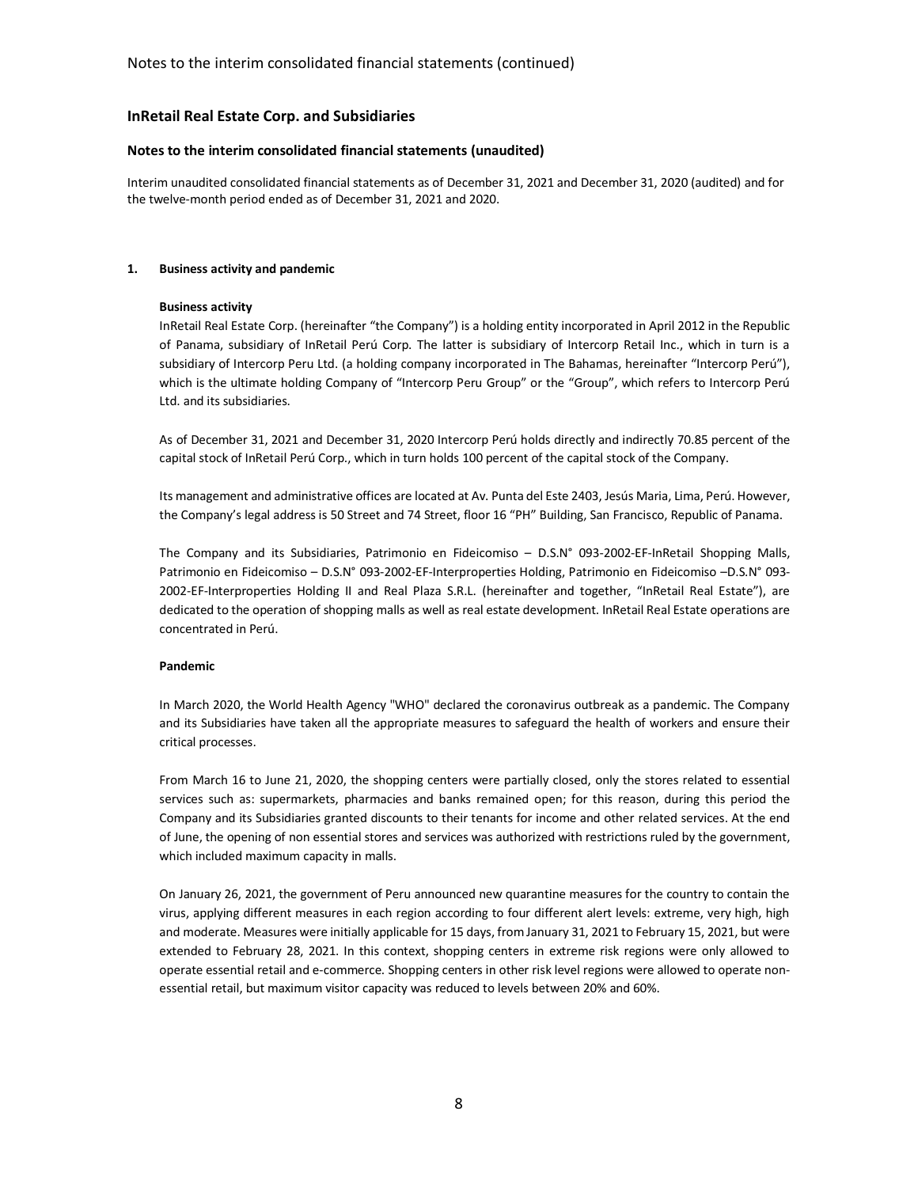## InRetail Real Estate Corp. and Subsidiaries

### Notes to the interim consolidated financial statements (unaudited)

Interim unaudited consolidated financial statements as of December 31, 2021 and December 31, 2020 (audited) and for the twelve-month period ended as of December 31, 2021 and 2020.

**1. Business activity and pandemic**

**Business activity**

InRetail Real Estate Corp. (hereinafter "the Company") is a holding entity incorporated in April 2012 in the Republic of Panama, subsidiary of InRetail Perú Corp. The latter is subsidiary of Intercorp Retail Inc., which in turn is a subsidiary of Intercorp Peru Ltd. (a holding company incorporated in The Bahamas, hereinafter "Intercorp Perú"), which is the ultimate holding Company of "Intercorp Peru Group" or the "Group", which refers to Intercorp Perú Ltd. and its subsidiaries.

As of December 31, 2021 and December 31, 2020 Intercorp Perú holds directly and indirectly 70.85 percent of the capital stock of InRetail Perú Corp., which in turn holds 100 percent of the capital stock of the Company.

Its management and administrative offices are located at Av. Punta del Este 2403, Jesús Maria, Lima, Perú. However, the Company's legal address is 50 Street and 74 Street, floor 16 "PH" Building, San Francisco, Republic of Panama.

The Company and its Subsidiaries, Patrimonio en Fideicomiso – D.S.N° 093-2002-EF-InRetail Shopping Malls, Patrimonio en Fideicomiso – D.S.N° 093-2002-EF-Interproperties Holding, Patrimonio en Fideicomiso –D.S.N° 093-2002-EF-Interproperties Holding II and Real Plaza S.R.L. (hereinafter and together, "InRetail Real Estate"), are dedicated to the operation of shopping malls as well as real estate development. InRetail Real Estate operations are concentrated in Perú.

**Pandemic**

In March 2020, the World Health Agency "WHO" declared the coronavirus outbreak as a pandemic. The Company and its Subsidiaries have taken all the appropriate measures to safeguard the health of workers and ensure their critical processes.

From March 16 to June 21, 2020, the shopping centers were partially closed, only the stores related to essential services such as: supermarkets, pharmacies and banks remained open; for this reason, during this period the Company and its Subsidiaries granted discounts to their tenants for income and other related services. At the end of June, the opening of non essential stores and services was authorized with restrictions ruled by the government, which included maximum capacity in malls.

On January 26, 2021, the government of Peru announced new quarantine measures for the country to contain the virus, applying different measures in each region according to four different alert levels: extreme, very high, high and moderate. Measures were initially applicable for 15 days, from January 31, 2021 to February 15, 2021, but were extended to February 28, 2021. In this context, shopping centers in extreme risk regions were only allowed to operate essential retail and e-commerce. Shopping centers in other risk level regions were allowed to operate non-essential retail, but maximum visitor capacity was reduced to levels between 20% and 60%.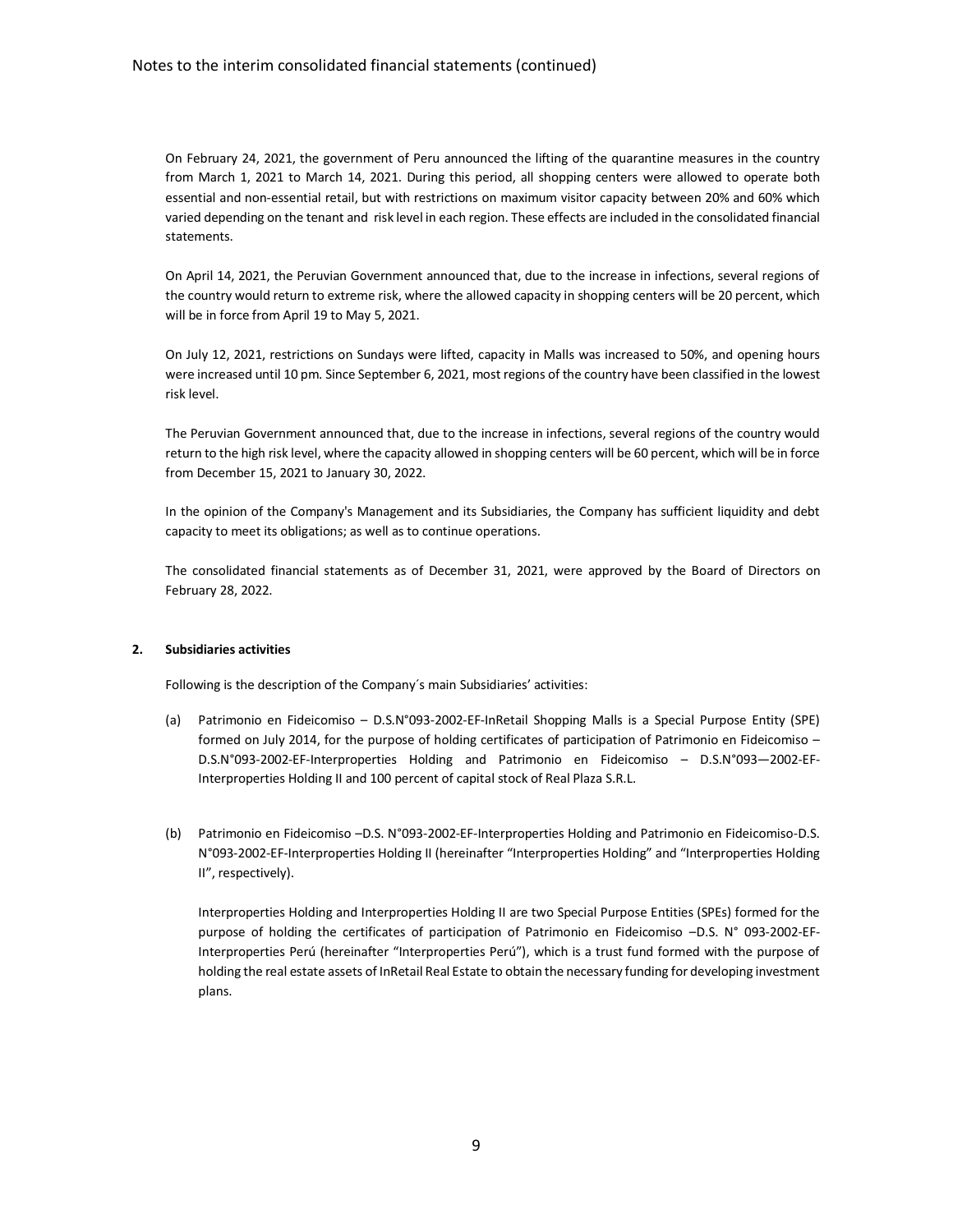On February 24, 2021, the government of Peru announced the lifting of the quarantine measures in the country from March 1, 2021 to March 14, 2021. During this period, all shopping centers were allowed to operate both essential and non-essential retail, but with restrictions on maximum visitor capacity between 20% and 60% which varied depending on the tenant and risk level in each region. These effects are included in the consolidated financial statements.

On April 14, 2021, the Peruvian Government announced that, due to the increase in infections, several regions of the country would return to extreme risk, where the allowed capacity in shopping centers will be 20 percent, which will be in force from April 19 to May 5, 2021.

On July 12, 2021, restrictions on Sundays were lifted, capacity in Malls was increased to 50%, and opening hours were increased until 10 pm. Since September 6, 2021, most regions of the country have been classified in the lowest risk level.

The Peruvian Government announced that, due to the increase in infections, several regions of the country would return to the high risk level, where the capacity allowed in shopping centers will be 60 percent, which will be in force from December 15, 2021 to January 30, 2022.

In the opinion of the Company's Management and its Subsidiaries, the Company has sufficient liquidity and debt capacity to meet its obligations; as well as to continue operations.

The consolidated financial statements as of December 31, 2021, were approved by the Board of Directors on February 28, 2022.

**2. Subsidiaries activities**

Following is the description of the Company´s main Subsidiaries' activities:

(a) Patrimonio en Fideicomiso – D.S.N°093-2002-EF-InRetail Shopping Malls is a Special Purpose Entity (SPE) formed on July 2014, for the purpose of holding certificates of participation of Patrimonio en Fideicomiso – D.S.N°093-2002-EF-Interproperties Holding and Patrimonio en Fideicomiso – D.S.N°093—2002-EF-Interproperties Holding II and 100 percent of capital stock of Real Plaza S.R.L.

(b) Patrimonio en Fideicomiso –D.S. N°093-2002-EF-Interproperties Holding and Patrimonio en Fideicomiso-D.S. N°093-2002-EF-Interproperties Holding II (hereinafter "Interproperties Holding" and "Interproperties Holding II", respectively).

Interproperties Holding and Interproperties Holding II are two Special Purpose Entities (SPEs) formed for the purpose of holding the certificates of participation of Patrimonio en Fideicomiso –D.S. N° 093-2002-EF-Interproperties Perú (hereinafter "Interproperties Perú"), which is a trust fund formed with the purpose of holding the real estate assets of InRetail Real Estate to obtain the necessary funding for developing investment plans.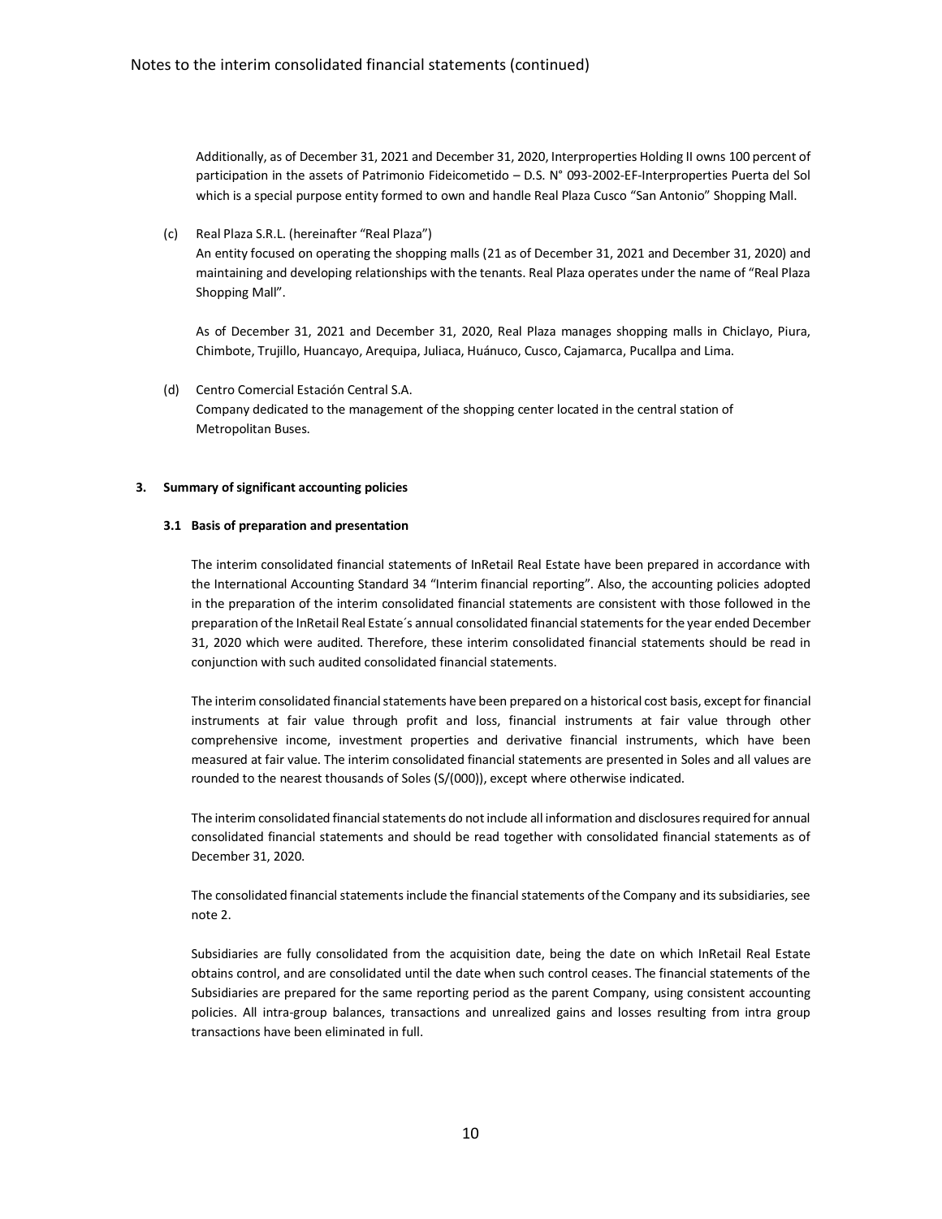Additionally, as of December 31, 2021 and December 31, 2020, Interproperties Holding II owns 100 percent of participation in the assets of Patrimonio Fideicometido – D.S. N° 093-2002-EF-Interproperties Puerta del Sol which is a special purpose entity formed to own and handle Real Plaza Cusco "San Antonio" Shopping Mall.

(c) Real Plaza S.R.L. (hereinafter "Real Plaza")
An entity focused on operating the shopping malls (21 as of December 31, 2021 and December 31, 2020) and maintaining and developing relationships with the tenants. Real Plaza operates under the name of "Real Plaza Shopping Mall".

As of December 31, 2021 and December 31, 2020, Real Plaza manages shopping malls in Chiclayo, Piura, Chimbote, Trujillo, Huancayo, Arequipa, Juliaca, Huánuco, Cusco, Cajamarca, Pucallpa and Lima.

(d) Centro Comercial Estación Central S.A.
Company dedicated to the management of the shopping center located in the central station of Metropolitan Buses.

## 3. Summary of significant accounting policies

### 3.1 Basis of preparation and presentation

The interim consolidated financial statements of InRetail Real Estate have been prepared in accordance with the International Accounting Standard 34 "Interim financial reporting". Also, the accounting policies adopted in the preparation of the interim consolidated financial statements are consistent with those followed in the preparation of the InRetail Real Estate´s annual consolidated financial statements for the year ended December 31, 2020 which were audited. Therefore, these interim consolidated financial statements should be read in conjunction with such audited consolidated financial statements.

The interim consolidated financial statements have been prepared on a historical cost basis, except for financial instruments at fair value through profit and loss, financial instruments at fair value through other comprehensive income, investment properties and derivative financial instruments, which have been measured at fair value. The interim consolidated financial statements are presented in Soles and all values are rounded to the nearest thousands of Soles (S/(000)), except where otherwise indicated.

The interim consolidated financial statements do not include all information and disclosures required for annual consolidated financial statements and should be read together with consolidated financial statements as of December 31, 2020.

The consolidated financial statements include the financial statements of the Company and its subsidiaries, see note 2.

Subsidiaries are fully consolidated from the acquisition date, being the date on which InRetail Real Estate obtains control, and are consolidated until the date when such control ceases. The financial statements of the Subsidiaries are prepared for the same reporting period as the parent Company, using consistent accounting policies. All intra-group balances, transactions and unrealized gains and losses resulting from intra group transactions have been eliminated in full.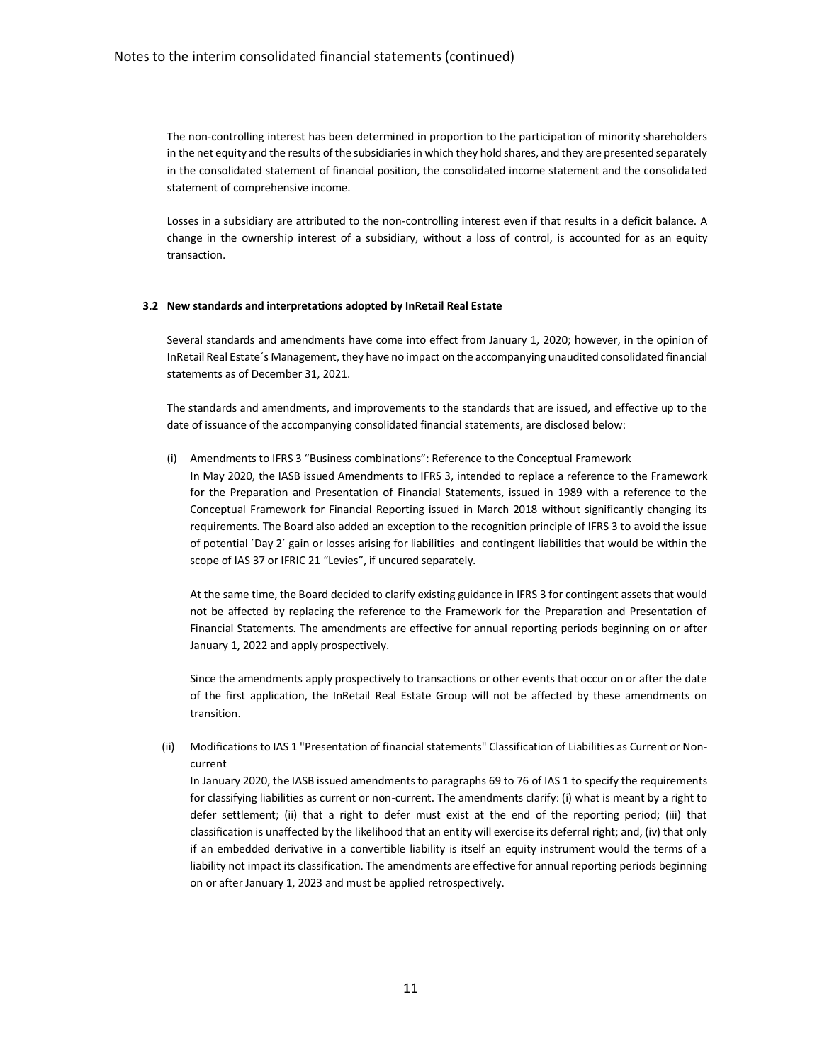The non-controlling interest has been determined in proportion to the participation of minority shareholders in the net equity and the results of the subsidiaries in which they hold shares, and they are presented separately in the consolidated statement of financial position, the consolidated income statement and the consolidated statement of comprehensive income.

Losses in a subsidiary are attributed to the non-controlling interest even if that results in a deficit balance. A change in the ownership interest of a subsidiary, without a loss of control, is accounted for as an equity transaction.

### 3.2 New standards and interpretations adopted by InRetail Real Estate

Several standards and amendments have come into effect from January 1, 2020; however, in the opinion of InRetail Real Estate´s Management, they have no impact on the accompanying unaudited consolidated financial statements as of December 31, 2021.

The standards and amendments, and improvements to the standards that are issued, and effective up to the date of issuance of the accompanying consolidated financial statements, are disclosed below:

(i) Amendments to IFRS 3 "Business combinations": Reference to the Conceptual Framework
In May 2020, the IASB issued Amendments to IFRS 3, intended to replace a reference to the Framework for the Preparation and Presentation of Financial Statements, issued in 1989 with a reference to the Conceptual Framework for Financial Reporting issued in March 2018 without significantly changing its requirements. The Board also added an exception to the recognition principle of IFRS 3 to avoid the issue of potential ´Day 2´ gain or losses arising for liabilities and contingent liabilities that would be within the scope of IAS 37 or IFRIC 21 "Levies", if uncured separately.

At the same time, the Board decided to clarify existing guidance in IFRS 3 for contingent assets that would not be affected by replacing the reference to the Framework for the Preparation and Presentation of Financial Statements. The amendments are effective for annual reporting periods beginning on or after January 1, 2022 and apply prospectively.

Since the amendments apply prospectively to transactions or other events that occur on or after the date of the first application, the InRetail Real Estate Group will not be affected by these amendments on transition.

(ii) Modifications to IAS 1 "Presentation of financial statements" Classification of Liabilities as Current or Non-current
In January 2020, the IASB issued amendments to paragraphs 69 to 76 of IAS 1 to specify the requirements for classifying liabilities as current or non-current. The amendments clarify: (i) what is meant by a right to defer settlement; (ii) that a right to defer must exist at the end of the reporting period; (iii) that classification is unaffected by the likelihood that an entity will exercise its deferral right; and, (iv) that only if an embedded derivative in a convertible liability is itself an equity instrument would the terms of a liability not impact its classification. The amendments are effective for annual reporting periods beginning on or after January 1, 2023 and must be applied retrospectively.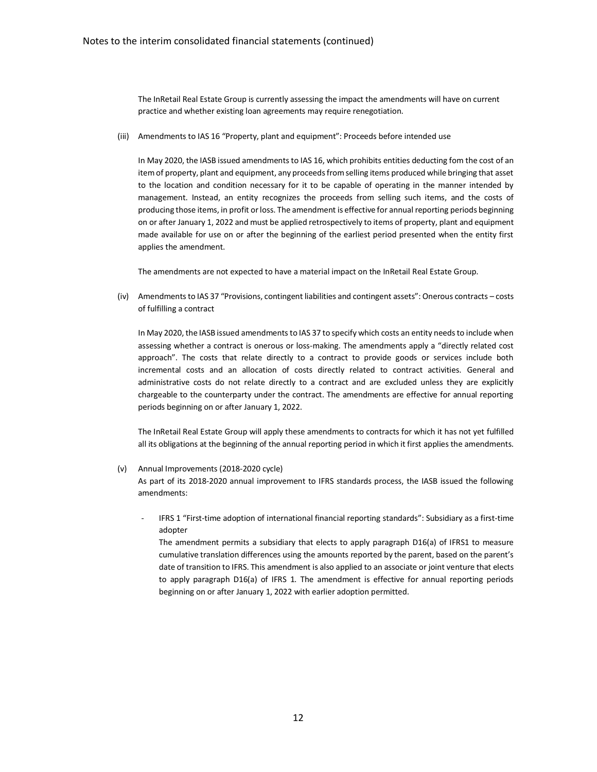The InRetail Real Estate Group is currently assessing the impact the amendments will have on current practice and whether existing loan agreements may require renegotiation.

(iii) Amendments to IAS 16 “Property, plant and equipment”: Proceeds before intended use

In May 2020, the IASB issued amendments to IAS 16, which prohibits entities deducting fom the cost of an item of property, plant and equipment, any proceeds from selling items produced while bringing that asset to the location and condition necessary for it to be capable of operating in the manner intended by management. Instead, an entity recognizes the proceeds from selling such items, and the costs of producing those items, in profit or loss. The amendment is effective for annual reporting periods beginning on or after January 1, 2022 and must be applied retrospectively to items of property, plant and equipment made available for use on or after the beginning of the earliest period presented when the entity first applies the amendment.

The amendments are not expected to have a material impact on the InRetail Real Estate Group.

(iv) Amendments to IAS 37 “Provisions, contingent liabilities and contingent assets”: Onerous contracts – costs of fulfilling a contract

In May 2020, the IASB issued amendments to IAS 37 to specify which costs an entity needs to include when assessing whether a contract is onerous or loss-making. The amendments apply a “directly related cost approach”. The costs that relate directly to a contract to provide goods or services include both incremental costs and an allocation of costs directly related to contract activities. General and administrative costs do not relate directly to a contract and are excluded unless they are explicitly chargeable to the counterparty under the contract. The amendments are effective for annual reporting periods beginning on or after January 1, 2022.

The InRetail Real Estate Group will apply these amendments to contracts for which it has not yet fulfilled all its obligations at the beginning of the annual reporting period in which it first applies the amendments.

(v) Annual Improvements (2018-2020 cycle)

As part of its 2018-2020 annual improvement to IFRS standards process, the IASB issued the following amendments:

- IFRS 1 “First-time adoption of international financial reporting standards”: Subsidiary as a first-time adopter

  The amendment permits a subsidiary that elects to apply paragraph D16(a) of IFRS1 to measure cumulative translation differences using the amounts reported by the parent, based on the parent’s date of transition to IFRS. This amendment is also applied to an associate or joint venture that elects to apply paragraph D16(a) of IFRS 1. The amendment is effective for annual reporting periods beginning on or after January 1, 2022 with earlier adoption permitted.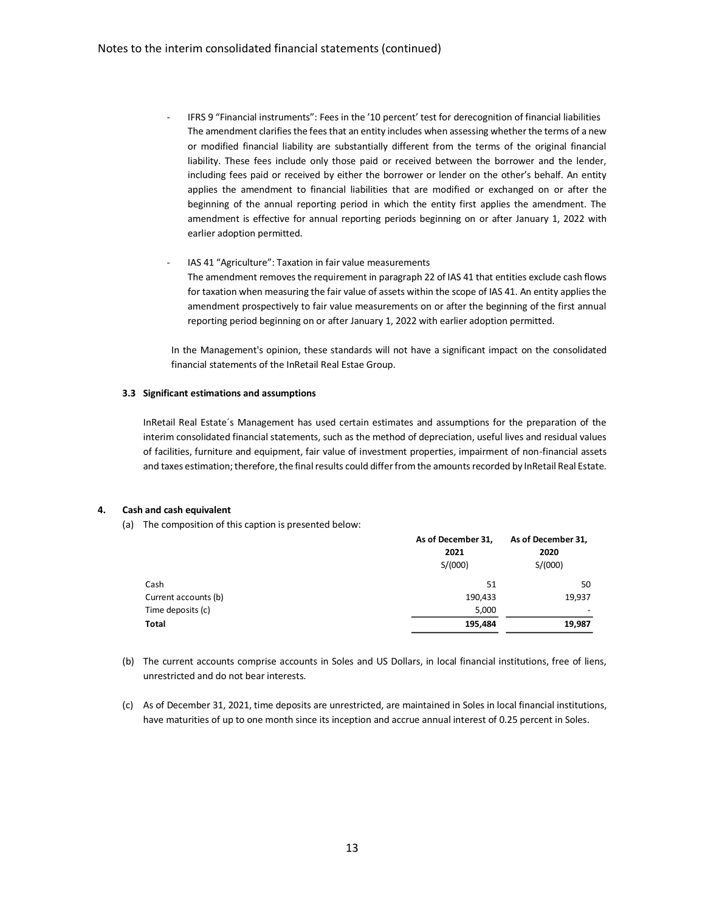- IFRS 9 "Financial instruments": Fees in the '10 percent' test for derecognition of financial liabilities
  The amendment clarifies the fees that an entity includes when assessing whether the terms of a new or modified financial liability are substantially different from the terms of the original financial liability. These fees include only those paid or received between the borrower and the lender, including fees paid or received by either the borrower or lender on the other's behalf. An entity applies the amendment to financial liabilities that are modified or exchanged on or after the beginning of the annual reporting period in which the entity first applies the amendment. The amendment is effective for annual reporting periods beginning on or after January 1, 2022 with earlier adoption permitted.

- IAS 41 "Agriculture": Taxation in fair value measurements
  The amendment removes the requirement in paragraph 22 of IAS 41 that entities exclude cash flows for taxation when measuring the fair value of assets within the scope of IAS 41. An entity applies the amendment prospectively to fair value measurements on or after the beginning of the first annual reporting period beginning on or after January 1, 2022 with earlier adoption permitted.

In the Management's opinion, these standards will not have a significant impact on the consolidated financial statements of the InRetail Real Estae Group.

### 3.3 Significant estimations and assumptions

InRetail Real Estate´s Management has used certain estimates and assumptions for the preparation of the interim consolidated financial statements, such as the method of depreciation, useful lives and residual values of facilities, furniture and equipment, fair value of investment properties, impairment of non-financial assets and taxes estimation; therefore, the final results could differ from the amounts recorded by InRetail Real Estate.

## 4. Cash and cash equivalent

(a) The composition of this caption is presented below:

| | As of December 31, 2021 S/(000) | As of December 31, 2020 S/(000) |
|---|---|---|
| Cash | 51 | 50 |
| Current accounts (b) | 190,433 | 19,937 |
| Time deposits (c) | 5,000 | - |
| **Total** | **195,484** | **19,987** |

(b) The current accounts comprise accounts in Soles and US Dollars, in local financial institutions, free of liens, unrestricted and do not bear interests.

(c) As of December 31, 2021, time deposits are unrestricted, are maintained in Soles in local financial institutions, have maturities of up to one month since its inception and accrue annual interest of 0.25 percent in Soles.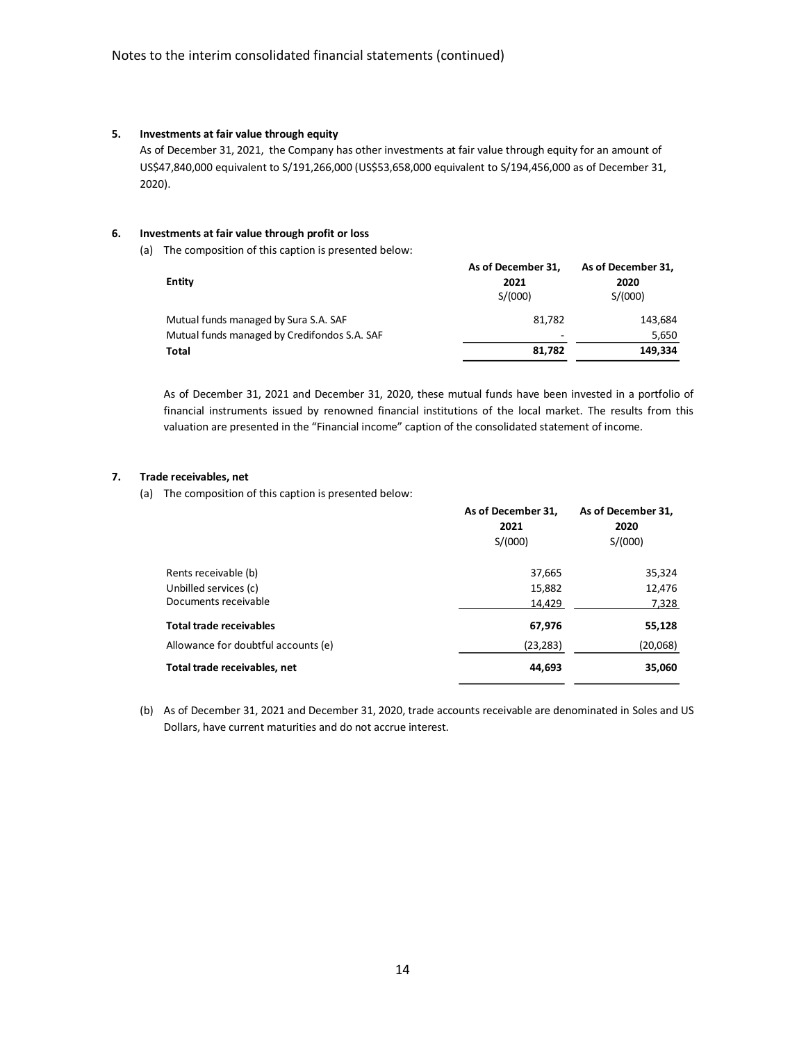### 5. Investments at fair value through equity

As of December 31, 2021, the Company has other investments at fair value through equity for an amount of US$47,840,000 equivalent to S/191,266,000 (US$53,658,000 equivalent to S/194,456,000 as of December 31, 2020).

### 6. Investments at fair value through profit or loss

(a) The composition of this caption is presented below:

| Entity | As of December 31, 2021<br>S/(000) | As of December 31, 2020<br>S/(000) |
|---|---|---|
| Mutual funds managed by Sura S.A. SAF | 81,782 | 143,684 |
| Mutual funds managed by Credifondos S.A. SAF | - | 5,650 |
| **Total** | **81,782** | **149,334** |

As of December 31, 2021 and December 31, 2020, these mutual funds have been invested in a portfolio of financial instruments issued by renowned financial institutions of the local market. The results from this valuation are presented in the "Financial income" caption of the consolidated statement of income.

### 7. Trade receivables, net

(a) The composition of this caption is presented below:

| | As of December 31, 2021<br>S/(000) | As of December 31, 2020<br>S/(000) |
|---|---|---|
| Rents receivable (b) | 37,665 | 35,324 |
| Unbilled services (c) | 15,882 | 12,476 |
| Documents receivable | 14,429 | 7,328 |
| **Total trade receivables** | **67,976** | **55,128** |
| Allowance for doubtful accounts (e) | (23,283) | (20,068) |
| **Total trade receivables, net** | **44,693** | **35,060** |

(b) As of December 31, 2021 and December 31, 2020, trade accounts receivable are denominated in Soles and US Dollars, have current maturities and do not accrue interest.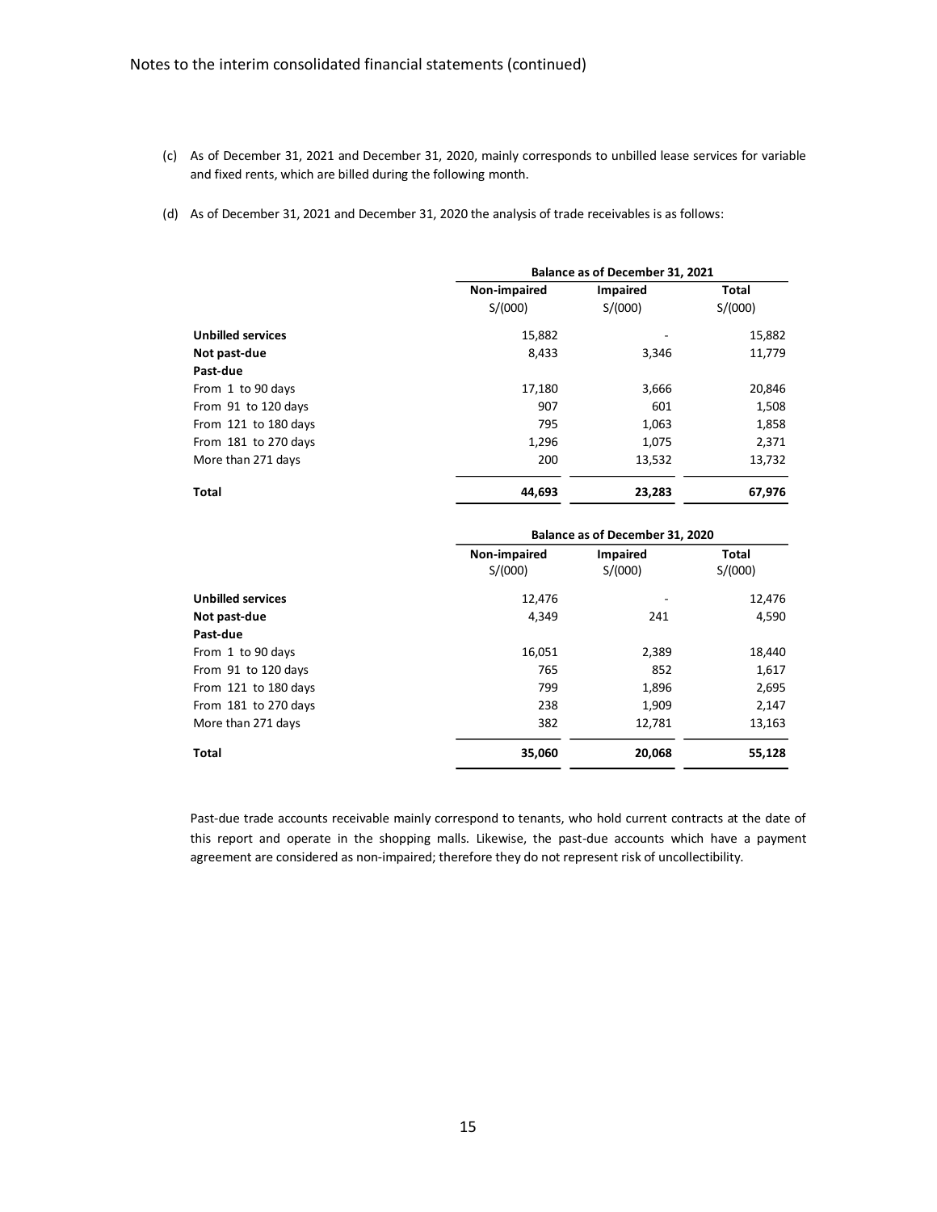(c) As of December 31, 2021 and December 31, 2020, mainly corresponds to unbilled lease services for variable and fixed rents, which are billed during the following month.

(d) As of December 31, 2021 and December 31, 2020 the analysis of trade receivables is as follows:

| | Balance as of December 31, 2021 | | |
|---|---|---|---|
| | **Non-impaired** S/(000) | **Impaired** S/(000) | **Total** S/(000) |
| **Unbilled services** | 15,882 | - | 15,882 |
| **Not past-due** | 8,433 | 3,346 | 11,779 |
| **Past-due** | | | |
| From 1 to 90 days | 17,180 | 3,666 | 20,846 |
| From 91 to 120 days | 907 | 601 | 1,508 |
| From 121 to 180 days | 795 | 1,063 | 1,858 |
| From 181 to 270 days | 1,296 | 1,075 | 2,371 |
| More than 271 days | 200 | 13,532 | 13,732 |
| **Total** | **44,693** | **23,283** | **67,976** |

| | Balance as of December 31, 2020 | | |
|---|---|---|---|
| | **Non-impaired** S/(000) | **Impaired** S/(000) | **Total** S/(000) |
| **Unbilled services** | 12,476 | - | 12,476 |
| **Not past-due** | 4,349 | 241 | 4,590 |
| **Past-due** | | | |
| From 1 to 90 days | 16,051 | 2,389 | 18,440 |
| From 91 to 120 days | 765 | 852 | 1,617 |
| From 121 to 180 days | 799 | 1,896 | 2,695 |
| From 181 to 270 days | 238 | 1,909 | 2,147 |
| More than 271 days | 382 | 12,781 | 13,163 |
| **Total** | **35,060** | **20,068** | **55,128** |

Past-due trade accounts receivable mainly correspond to tenants, who hold current contracts at the date of this report and operate in the shopping malls. Likewise, the past-due accounts which have a payment agreement are considered as non-impaired; therefore they do not represent risk of uncollectibility.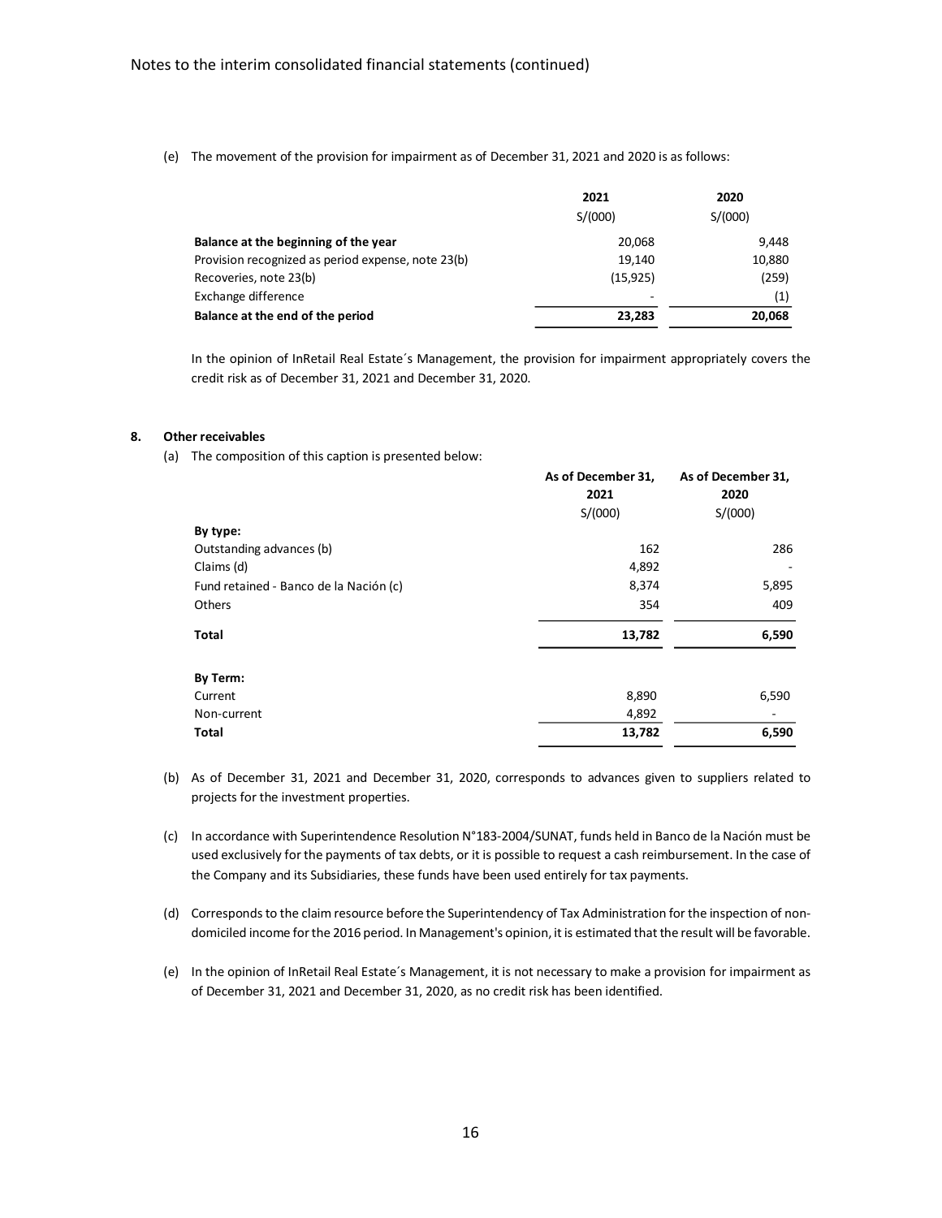(e) The movement of the provision for impairment as of December 31, 2021 and 2020 is as follows:

| | 2021 | 2020 |
|---|---|---|
| | S/(000) | S/(000) |
| **Balance at the beginning of the year** | 20,068 | 9,448 |
| Provision recognized as period expense, note 23(b) | 19,140 | 10,880 |
| Recoveries, note 23(b) | (15,925) | (259) |
| Exchange difference | - | (1) |
| **Balance at the end of the period** | **23,283** | **20,068** |

In the opinion of InRetail Real Estate´s Management, the provision for impairment appropriately covers the credit risk as of December 31, 2021 and December 31, 2020.

## 8. Other receivables

(a) The composition of this caption is presented below:

| | As of December 31, 2021 | As of December 31, 2020 |
|---|---|---|
| | S/(000) | S/(000) |
| **By type:** | | |
| Outstanding advances (b) | 162 | 286 |
| Claims (d) | 4,892 | - |
| Fund retained - Banco de la Nación (c) | 8,374 | 5,895 |
| Others | 354 | 409 |
| **Total** | **13,782** | **6,590** |
| | | |
| **By Term:** | | |
| Current | 8,890 | 6,590 |
| Non-current | 4,892 | - |
| **Total** | **13,782** | **6,590** |

(b) As of December 31, 2021 and December 31, 2020, corresponds to advances given to suppliers related to projects for the investment properties.

(c) In accordance with Superintendence Resolution N°183-2004/SUNAT, funds held in Banco de la Nación must be used exclusively for the payments of tax debts, or it is possible to request a cash reimbursement. In the case of the Company and its Subsidiaries, these funds have been used entirely for tax payments.

(d) Corresponds to the claim resource before the Superintendency of Tax Administration for the inspection of non-domiciled income for the 2016 period. In Management's opinion, it is estimated that the result will be favorable.

(e) In the opinion of InRetail Real Estate´s Management, it is not necessary to make a provision for impairment as of December 31, 2021 and December 31, 2020, as no credit risk has been identified.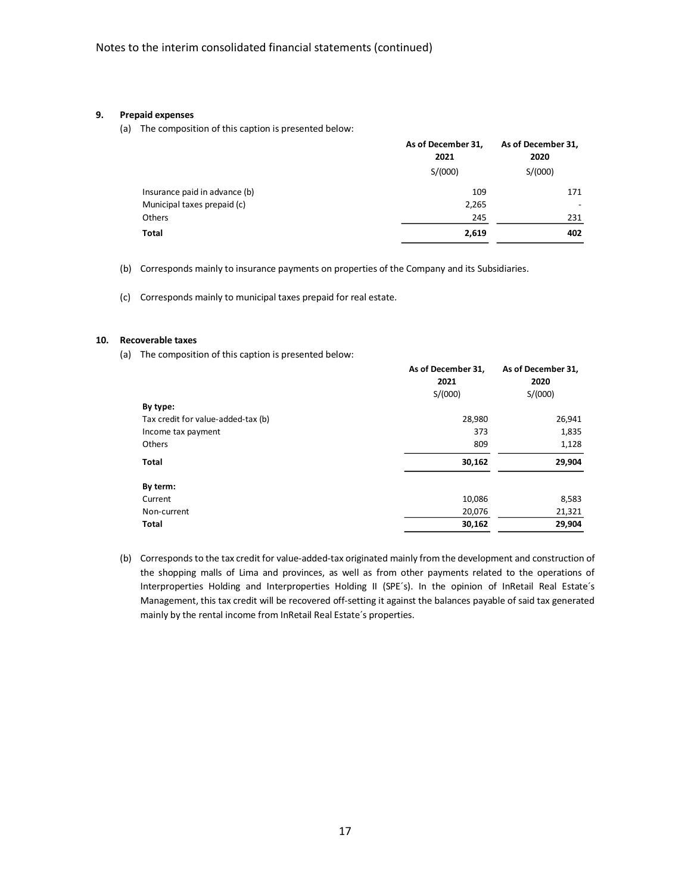## 9. Prepaid expenses

(a) The composition of this caption is presented below:

| | As of December 31, 2021 | As of December 31, 2020 |
|---|---|---|
| | S/(000) | S/(000) |
| Insurance paid in advance (b) | 109 | 171 |
| Municipal taxes prepaid (c) | 2,265 | - |
| Others | 245 | 231 |
| **Total** | **2,619** | **402** |

(b) Corresponds mainly to insurance payments on properties of the Company and its Subsidiaries.

(c) Corresponds mainly to municipal taxes prepaid for real estate.

## 10. Recoverable taxes

(a) The composition of this caption is presented below:

| | As of December 31, 2021 | As of December 31, 2020 |
|---|---|---|
| | S/(000) | S/(000) |
| **By type:** | | |
| Tax credit for value-added-tax (b) | 28,980 | 26,941 |
| Income tax payment | 373 | 1,835 |
| Others | 809 | 1,128 |
| **Total** | **30,162** | **29,904** |
| **By term:** | | |
| Current | 10,086 | 8,583 |
| Non-current | 20,076 | 21,321 |
| **Total** | **30,162** | **29,904** |

(b) Corresponds to the tax credit for value-added-tax originated mainly from the development and construction of the shopping malls of Lima and provinces, as well as from other payments related to the operations of Interproperties Holding and Interproperties Holding II (SPE´s). In the opinion of InRetail Real Estate´s Management, this tax credit will be recovered off-setting it against the balances payable of said tax generated mainly by the rental income from InRetail Real Estate´s properties.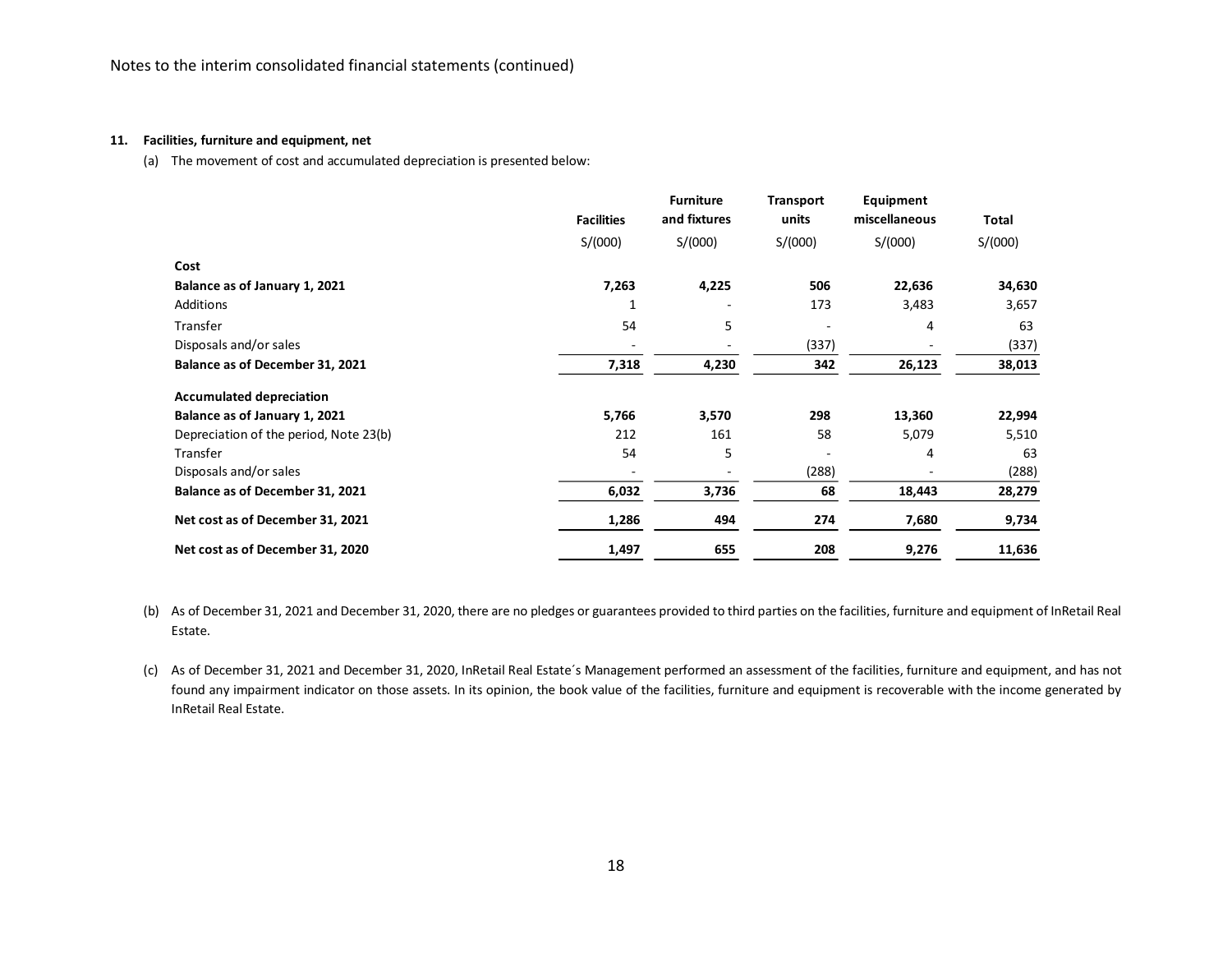Notes to the interim consolidated financial statements (continued)

**11. Facilities, furniture and equipment, net**

(a) The movement of cost and accumulated depreciation is presented below:

| | Facilities | Furniture and fixtures | Transport units | Equipment miscellaneous | Total |
|---|---|---|---|---|---|
| | S/(000) | S/(000) | S/(000) | S/(000) | S/(000) |
| **Cost** | | | | | |
| **Balance as of January 1, 2021** | **7,263** | **4,225** | **506** | **22,636** | **34,630** |
| Additions | 1 | - | 173 | 3,483 | 3,657 |
| Transfer | 54 | 5 | - | 4 | 63 |
| Disposals and/or sales | - | - | (337) | - | (337) |
| **Balance as of December 31, 2021** | **7,318** | **4,230** | **342** | **26,123** | **38,013** |
| **Accumulated depreciation** | | | | | |
| **Balance as of January 1, 2021** | **5,766** | **3,570** | **298** | **13,360** | **22,994** |
| Depreciation of the period, Note 23(b) | 212 | 161 | 58 | 5,079 | 5,510 |
| Transfer | 54 | 5 | - | 4 | 63 |
| Disposals and/or sales | - | - | (288) | - | (288) |
| **Balance as of December 31, 2021** | **6,032** | **3,736** | **68** | **18,443** | **28,279** |
| **Net cost as of December 31, 2021** | **1,286** | **494** | **274** | **7,680** | **9,734** |
| **Net cost as of December 31, 2020** | **1,497** | **655** | **208** | **9,276** | **11,636** |

(b) As of December 31, 2021 and December 31, 2020, there are no pledges or guarantees provided to third parties on the facilities, furniture and equipment of InRetail Real Estate.

(c) As of December 31, 2021 and December 31, 2020, InRetail Real Estate´s Management performed an assessment of the facilities, furniture and equipment, and has not found any impairment indicator on those assets. In its opinion, the book value of the facilities, furniture and equipment is recoverable with the income generated by InRetail Real Estate.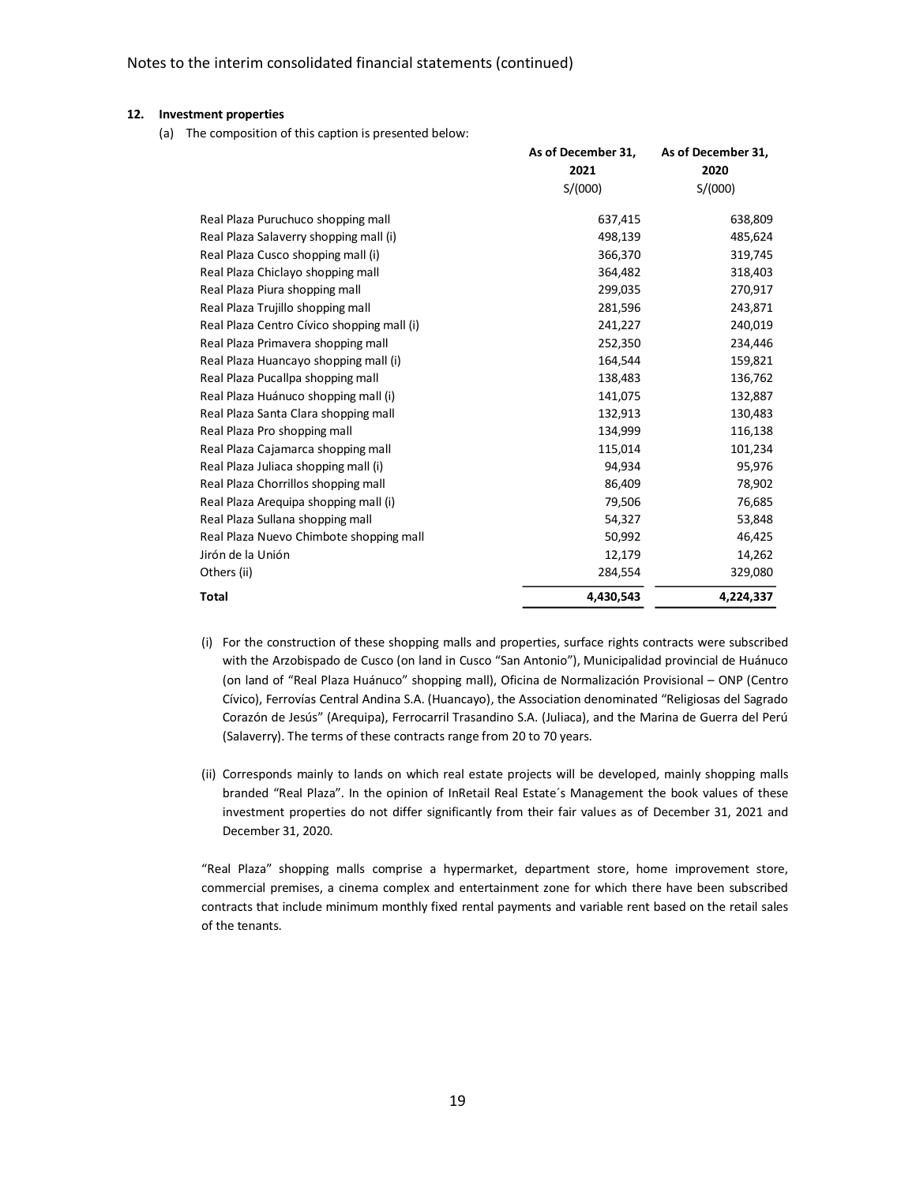**12. Investment properties**

(a) The composition of this caption is presented below:

| | As of December 31, 2021 | As of December 31, 2020 |
|---|---|---|
| | S/(000) | S/(000) |
| Real Plaza Puruchuco shopping mall | 637,415 | 638,809 |
| Real Plaza Salaverry shopping mall (i) | 498,139 | 485,624 |
| Real Plaza Cusco shopping mall (i) | 366,370 | 319,745 |
| Real Plaza Chiclayo shopping mall | 364,482 | 318,403 |
| Real Plaza Piura shopping mall | 299,035 | 270,917 |
| Real Plaza Trujillo shopping mall | 281,596 | 243,871 |
| Real Plaza Centro Cívico shopping mall (i) | 241,227 | 240,019 |
| Real Plaza Primavera shopping mall | 252,350 | 234,446 |
| Real Plaza Huancayo shopping mall (i) | 164,544 | 159,821 |
| Real Plaza Pucallpa shopping mall | 138,483 | 136,762 |
| Real Plaza Huánuco shopping mall (i) | 141,075 | 132,887 |
| Real Plaza Santa Clara shopping mall | 132,913 | 130,483 |
| Real Plaza Pro shopping mall | 134,999 | 116,138 |
| Real Plaza Cajamarca shopping mall | 115,014 | 101,234 |
| Real Plaza Juliaca shopping mall (i) | 94,934 | 95,976 |
| Real Plaza Chorrillos shopping mall | 86,409 | 78,902 |
| Real Plaza Arequipa shopping mall (i) | 79,506 | 76,685 |
| Real Plaza Sullana shopping mall | 54,327 | 53,848 |
| Real Plaza Nuevo Chimbote shopping mall | 50,992 | 46,425 |
| Jirón de la Unión | 12,179 | 14,262 |
| Others (ii) | 284,554 | 329,080 |
| **Total** | **4,430,543** | **4,224,337** |

(i) For the construction of these shopping malls and properties, surface rights contracts were subscribed with the Arzobispado de Cusco (on land in Cusco "San Antonio"), Municipalidad provincial de Huánuco (on land of "Real Plaza Huánuco" shopping mall), Oficina de Normalización Provisional – ONP (Centro Cívico), Ferrovías Central Andina S.A. (Huancayo), the Association denominated "Religiosas del Sagrado Corazón de Jesús" (Arequipa), Ferrocarril Trasandino S.A. (Juliaca), and the Marina de Guerra del Perú (Salaverry). The terms of these contracts range from 20 to 70 years.

(ii) Corresponds mainly to lands on which real estate projects will be developed, mainly shopping malls branded "Real Plaza". In the opinion of InRetail Real Estate´s Management the book values of these investment properties do not differ significantly from their fair values as of December 31, 2021 and December 31, 2020.

"Real Plaza" shopping malls comprise a hypermarket, department store, home improvement store, commercial premises, a cinema complex and entertainment zone for which there have been subscribed contracts that include minimum monthly fixed rental payments and variable rent based on the retail sales of the tenants.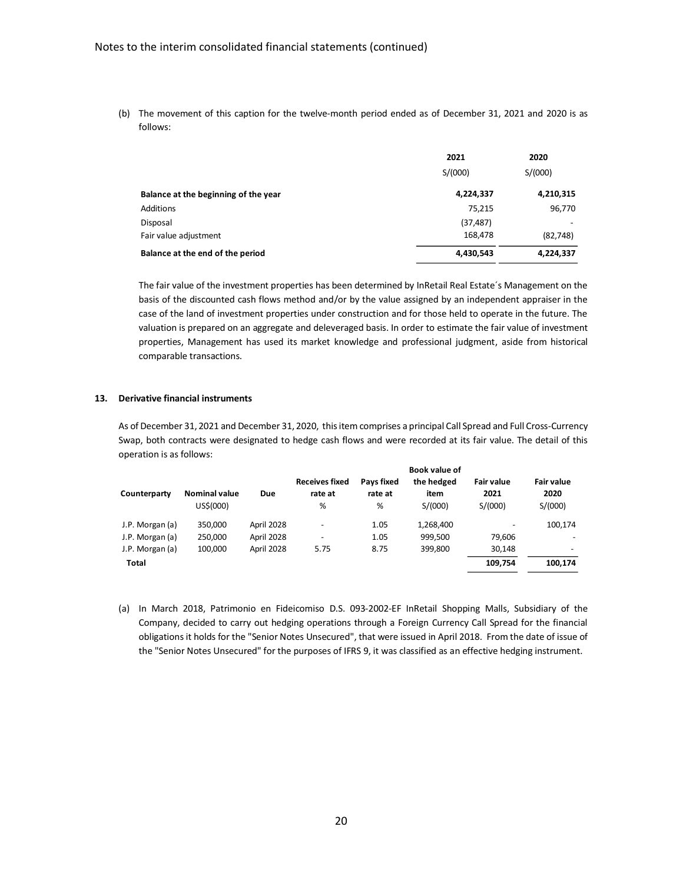(b) The movement of this caption for the twelve-month period ended as of December 31, 2021 and 2020 is as follows:

| | 2021 | 2020 |
|---|---|---|
| | S/(000) | S/(000) |
| **Balance at the beginning of the year** | **4,224,337** | **4,210,315** |
| Additions | 75,215 | 96,770 |
| Disposal | (37,487) | - |
| Fair value adjustment | 168,478 | (82,748) |
| **Balance at the end of the period** | **4,430,543** | **4,224,337** |

The fair value of the investment properties has been determined by InRetail Real Estate´s Management on the basis of the discounted cash flows method and/or by the value assigned by an independent appraiser in the case of the land of investment properties under construction and for those held to operate in the future. The valuation is prepared on an aggregate and deleveraged basis. In order to estimate the fair value of investment properties, Management has used its market knowledge and professional judgment, aside from historical comparable transactions.

## 13. Derivative financial instruments

As of December 31, 2021 and December 31, 2020, this item comprises a principal Call Spread and Full Cross-Currency Swap, both contracts were designated to hedge cash flows and were recorded at its fair value. The detail of this operation is as follows:

| Counterparty | Nominal value | Due | Receives fixed rate at | Pays fixed rate at | Book value of the hedged item | Fair value 2021 | Fair value 2020 |
|---|---|---|---|---|---|---|---|
| | US$(000) | | % | % | S/(000) | S/(000) | S/(000) |
| J.P. Morgan (a) | 350,000 | April 2028 | - | 1.05 | 1,268,400 | - | 100,174 |
| J.P. Morgan (a) | 250,000 | April 2028 | - | 1.05 | 999,500 | 79,606 | - |
| J.P. Morgan (a) | 100,000 | April 2028 | 5.75 | 8.75 | 399,800 | 30,148 | - |
| **Total** | | | | | | **109,754** | **100,174** |

(a) In March 2018, Patrimonio en Fideicomiso D.S. 093-2002-EF InRetail Shopping Malls, Subsidiary of the Company, decided to carry out hedging operations through a Foreign Currency Call Spread for the financial obligations it holds for the "Senior Notes Unsecured", that were issued in April 2018. From the date of issue of the "Senior Notes Unsecured" for the purposes of IFRS 9, it was classified as an effective hedging instrument.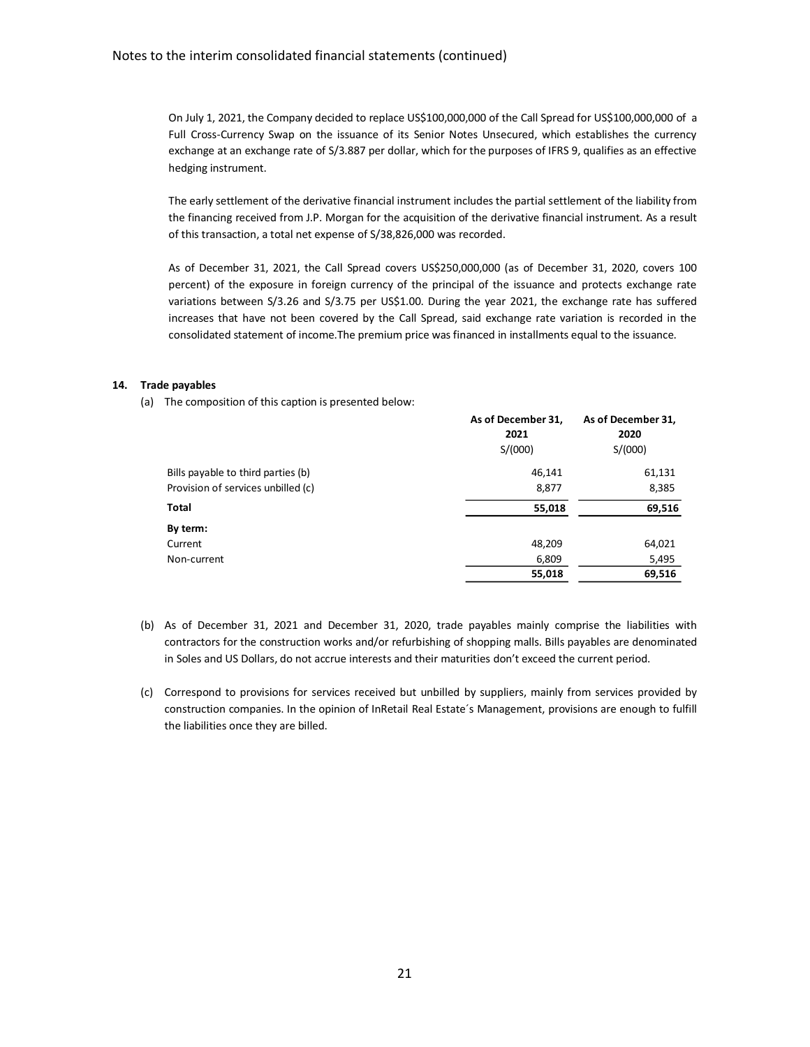On July 1, 2021, the Company decided to replace US$100,000,000 of the Call Spread for US$100,000,000 of a Full Cross-Currency Swap on the issuance of its Senior Notes Unsecured, which establishes the currency exchange at an exchange rate of S/3.887 per dollar, which for the purposes of IFRS 9, qualifies as an effective hedging instrument.

The early settlement of the derivative financial instrument includes the partial settlement of the liability from the financing received from J.P. Morgan for the acquisition of the derivative financial instrument. As a result of this transaction, a total net expense of S/38,826,000 was recorded.

As of December 31, 2021, the Call Spread covers US$250,000,000 (as of December 31, 2020, covers 100 percent) of the exposure in foreign currency of the principal of the issuance and protects exchange rate variations between S/3.26 and S/3.75 per US$1.00. During the year 2021, the exchange rate has suffered increases that have not been covered by the Call Spread, said exchange rate variation is recorded in the consolidated statement of income.The premium price was financed in installments equal to the issuance.

## 14. Trade payables

(a) The composition of this caption is presented below:

| | As of December 31, 2021 S/(000) | As of December 31, 2020 S/(000) |
|---|---|---|
| Bills payable to third parties (b) | 46,141 | 61,131 |
| Provision of services unbilled (c) | 8,877 | 8,385 |
| **Total** | **55,018** | **69,516** |
| **By term:** | | |
| Current | 48,209 | 64,021 |
| Non-current | 6,809 | 5,495 |
| | **55,018** | **69,516** |

(b) As of December 31, 2021 and December 31, 2020, trade payables mainly comprise the liabilities with contractors for the construction works and/or refurbishing of shopping malls. Bills payables are denominated in Soles and US Dollars, do not accrue interests and their maturities don't exceed the current period.

(c) Correspond to provisions for services received but unbilled by suppliers, mainly from services provided by construction companies. In the opinion of InRetail Real Estate´s Management, provisions are enough to fulfill the liabilities once they are billed.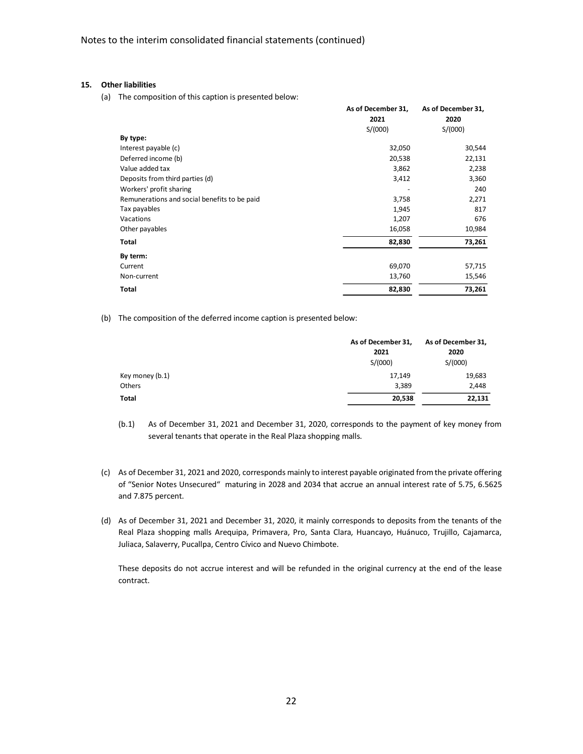## 15. Other liabilities

(a) The composition of this caption is presented below:

| | As of December 31, 2021 S/(000) | As of December 31, 2020 S/(000) |
|---|---|---|
| **By type:** | | |
| Interest payable (c) | 32,050 | 30,544 |
| Deferred income (b) | 20,538 | 22,131 |
| Value added tax | 3,862 | 2,238 |
| Deposits from third parties (d) | 3,412 | 3,360 |
| Workers' profit sharing | - | 240 |
| Remunerations and social benefits to be paid | 3,758 | 2,271 |
| Tax payables | 1,945 | 817 |
| Vacations | 1,207 | 676 |
| Other payables | 16,058 | 10,984 |
| **Total** | **82,830** | **73,261** |
| **By term:** | | |
| Current | 69,070 | 57,715 |
| Non-current | 13,760 | 15,546 |
| **Total** | **82,830** | **73,261** |

(b) The composition of the deferred income caption is presented below:

| | As of December 31, 2021 S/(000) | As of December 31, 2020 S/(000) |
|---|---|---|
| Key money (b.1) | 17,149 | 19,683 |
| Others | 3,389 | 2,448 |
| **Total** | **20,538** | **22,131** |

(b.1) As of December 31, 2021 and December 31, 2020, corresponds to the payment of key money from several tenants that operate in the Real Plaza shopping malls.

(c) As of December 31, 2021 and 2020, corresponds mainly to interest payable originated from the private offering of "Senior Notes Unsecured" maturing in 2028 and 2034 that accrue an annual interest rate of 5.75, 6.5625 and 7.875 percent.

(d) As of December 31, 2021 and December 31, 2020, it mainly corresponds to deposits from the tenants of the Real Plaza shopping malls Arequipa, Primavera, Pro, Santa Clara, Huancayo, Huánuco, Trujillo, Cajamarca, Juliaca, Salaverry, Pucallpa, Centro Cívico and Nuevo Chimbote.

These deposits do not accrue interest and will be refunded in the original currency at the end of the lease contract.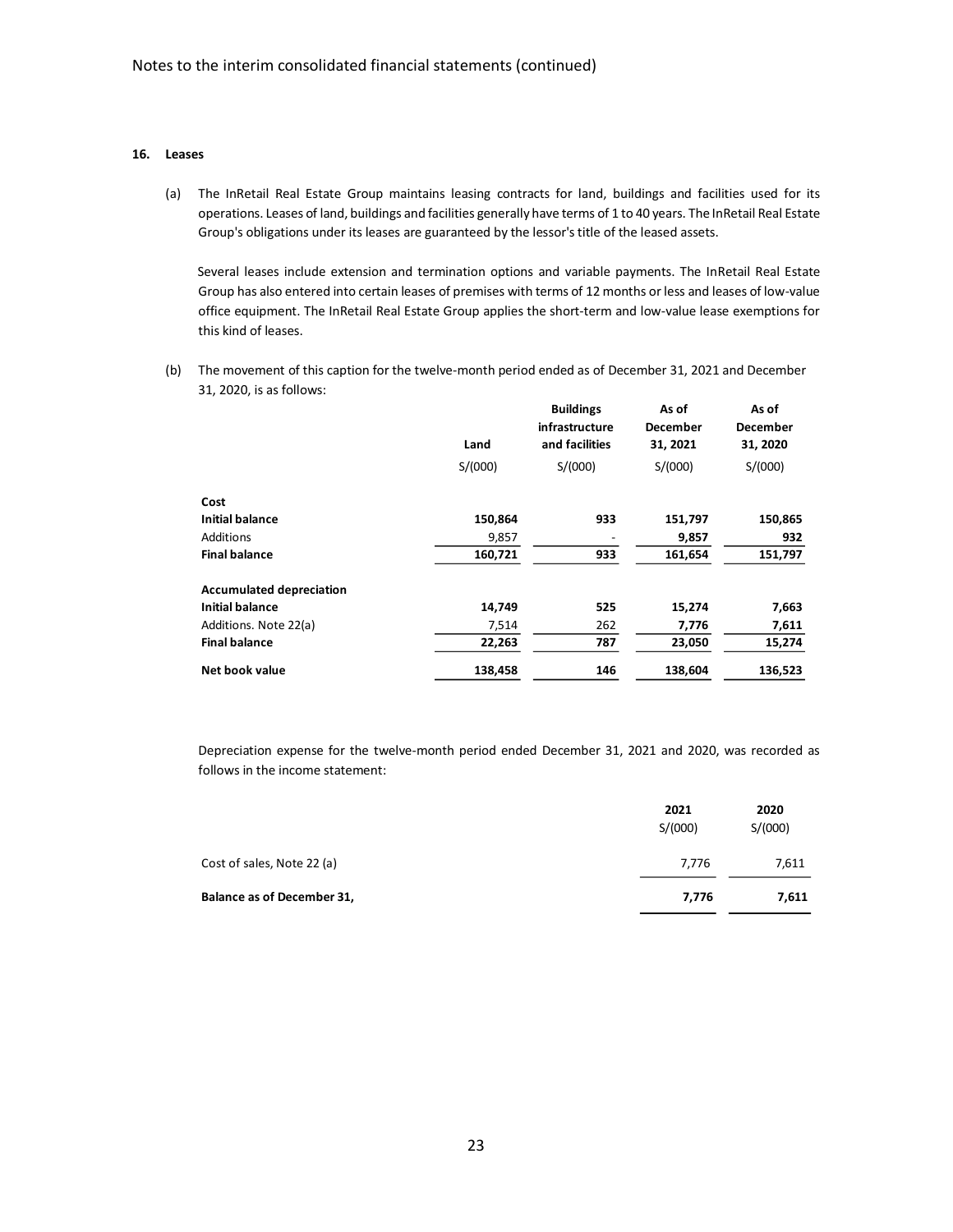## 16. Leases

(a) The InRetail Real Estate Group maintains leasing contracts for land, buildings and facilities used for its operations. Leases of land, buildings and facilities generally have terms of 1 to 40 years. The InRetail Real Estate Group's obligations under its leases are guaranteed by the lessor's title of the leased assets.

Several leases include extension and termination options and variable payments. The InRetail Real Estate Group has also entered into certain leases of premises with terms of 12 months or less and leases of low-value office equipment. The InRetail Real Estate Group applies the short-term and low-value lease exemptions for this kind of leases.

(b) The movement of this caption for the twelve-month period ended as of December 31, 2021 and December 31, 2020, is as follows:

| | Land | Buildings infrastructure and facilities | As of December 31, 2021 | As of December 31, 2020 |
|---|---|---|---|---|
| | S/(000) | S/(000) | S/(000) | S/(000) |
| **Cost** | | | | |
| **Initial balance** | **150,864** | **933** | **151,797** | **150,865** |
| Additions | 9,857 | - | **9,857** | **932** |
| **Final balance** | **160,721** | **933** | **161,654** | **151,797** |
| **Accumulated depreciation** | | | | |
| **Initial balance** | **14,749** | **525** | **15,274** | **7,663** |
| Additions. Note 22(a) | 7,514 | 262 | **7,776** | **7,611** |
| **Final balance** | **22,263** | **787** | **23,050** | **15,274** |
| **Net book value** | **138,458** | **146** | **138,604** | **136,523** |

Depreciation expense for the twelve-month period ended December 31, 2021 and 2020, was recorded as follows in the income statement:

| | 2021 | 2020 |
|---|---|---|
| | S/(000) | S/(000) |
| Cost of sales, Note 22 (a) | 7,776 | 7,611 |
| **Balance as of December 31,** | **7,776** | **7,611** |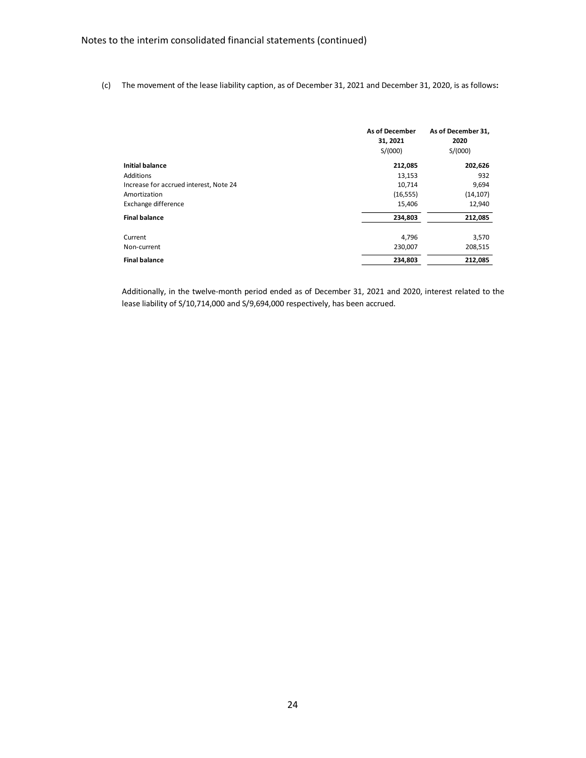(c) The movement of the lease liability caption, as of December 31, 2021 and December 31, 2020, is as follows**:**

| | As of December 31, 2021<br>S/(000) | As of December 31, 2020<br>S/(000) |
|---|---|---|
| **Initial balance** | **212,085** | **202,626** |
| Additions | 13,153 | 932 |
| Increase for accrued interest, Note 24 | 10,714 | 9,694 |
| Amortization | (16,555) | (14,107) |
| Exchange difference | 15,406 | 12,940 |
| **Final balance** | **234,803** | **212,085** |
| | | |
| Current | 4,796 | 3,570 |
| Non-current | 230,007 | 208,515 |
| **Final balance** | **234,803** | **212,085** |

Additionally, in the twelve-month period ended as of December 31, 2021 and 2020, interest related to the lease liability of S/10,714,000 and S/9,694,000 respectively, has been accrued.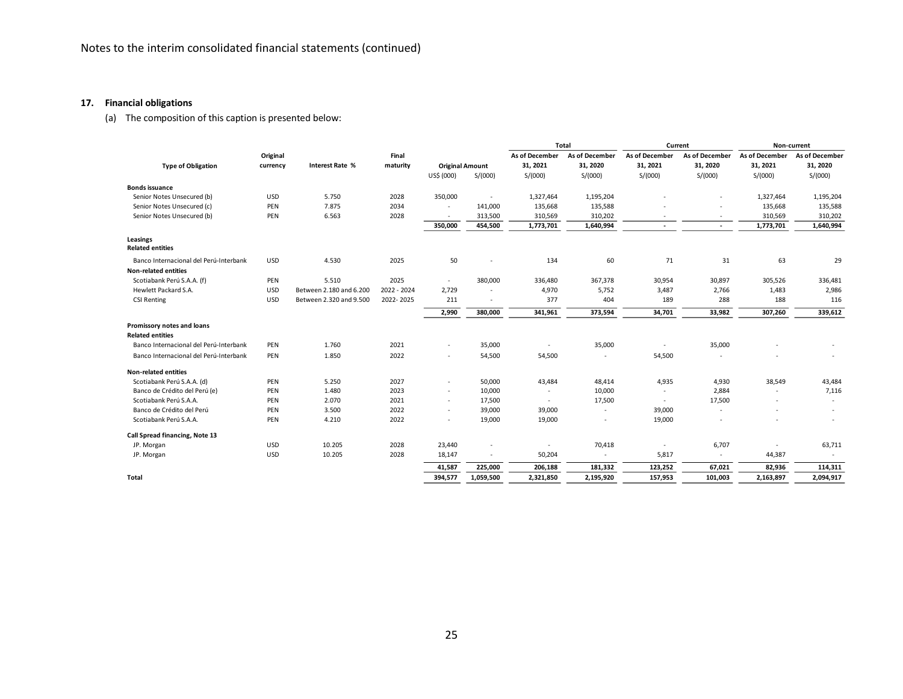Notes to the interim consolidated financial statements (continued)

## 17. Financial obligations

(a) The composition of this caption is presented below:

| Type of Obligation | Original currency | Interest Rate % | Final maturity | Original Amount | | Total | | Current | | Non-current | |
|---|---|---|---|---|---|---|---|---|---|---|---|
| | | | | | | As of December 31, 2021 | As of December 31, 2020 | As of December 31, 2021 | As of December 31, 2020 | As of December 31, 2021 | As of December 31, 2020 |
| | | | | US$ (000) | S/(000) | S/(000) | S/(000) | S/(000) | S/(000) | S/(000) | S/(000) |
| **Bonds issuance** | | | | | | | | | | | |
| Senior Notes Unsecured (b) | USD | 5.750 | 2028 | 350,000 | - | 1,327,464 | 1,195,204 | - | - | 1,327,464 | 1,195,204 |
| Senior Notes Unsecured (c) | PEN | 7.875 | 2034 | - | 141,000 | 135,668 | 135,588 | - | - | 135,668 | 135,588 |
| Senior Notes Unsecured (b) | PEN | 6.563 | 2028 | - | 313,500 | 310,569 | 310,202 | - | - | 310,569 | 310,202 |
| | | | | **350,000** | **454,500** | **1,773,701** | **1,640,994** | **-** | **-** | **1,773,701** | **1,640,994** |
| **Leasings** | | | | | | | | | | | |
| **Related entities** | | | | | | | | | | | |
| Banco Internacional del Perú-Interbank | USD | 4.530 | 2025 | 50 | - | 134 | 60 | 71 | 31 | 63 | 29 |
| **Non-related entities** | | | | | | | | | | | |
| Scotiabank Perú S.A.A. (f) | PEN | 5.510 | 2025 | - | 380,000 | 336,480 | 367,378 | 30,954 | 30,897 | 305,526 | 336,481 |
| Hewlett Packard S.A. | USD | Between 2.180 and 6.200 | 2022 - 2024 | 2,729 | - | 4,970 | 5,752 | 3,487 | 2,766 | 1,483 | 2,986 |
| CSI Renting | USD | Between 2.320 and 9.500 | 2022- 2025 | 211 | - | 377 | 404 | 189 | 288 | 188 | 116 |
| | | | | **2,990** | **380,000** | **341,961** | **373,594** | **34,701** | **33,982** | **307,260** | **339,612** |
| **Promissory notes and loans** | | | | | | | | | | | |
| **Related entities** | | | | | | | | | | | |
| Banco Internacional del Perú-Interbank | PEN | 1.760 | 2021 | - | 35,000 | - | 35,000 | - | 35,000 | - | - |
| Banco Internacional del Perú-Interbank | PEN | 1.850 | 2022 | - | 54,500 | 54,500 | - | 54,500 | - | - | - |
| **Non-related entities** | | | | | | | | | | | |
| Scotiabank Perú S.A.A. (d) | PEN | 5.250 | 2027 | - | 50,000 | 43,484 | 48,414 | 4,935 | 4,930 | 38,549 | 43,484 |
| Banco de Crédito del Perú (e) | PEN | 1.480 | 2023 | - | 10,000 | - | 10,000 | - | 2,884 | - | 7,116 |
| Scotiabank Perú S.A.A. | PEN | 2.070 | 2021 | - | 17,500 | - | 17,500 | - | 17,500 | - | - |
| Banco de Crédito del Perú | PEN | 3.500 | 2022 | - | 39,000 | 39,000 | - | 39,000 | - | - | - |
| Scotiabank Perú S.A.A. | PEN | 4.210 | 2022 | - | 19,000 | 19,000 | - | 19,000 | - | - | - |
| **Call Spread financing, Note 13** | | | | | | | | | | | |
| JP. Morgan | USD | 10.205 | 2028 | 23,440 | - | - | 70,418 | - | 6,707 | - | 63,711 |
| JP. Morgan | USD | 10.205 | 2028 | 18,147 | - | 50,204 | - | 5,817 | - | 44,387 | - |
| | | | | **41,587** | **225,000** | **206,188** | **181,332** | **123,252** | **67,021** | **82,936** | **114,311** |
| **Total** | | | | **394,577** | **1,059,500** | **2,321,850** | **2,195,920** | **157,953** | **101,003** | **2,163,897** | **2,094,917** |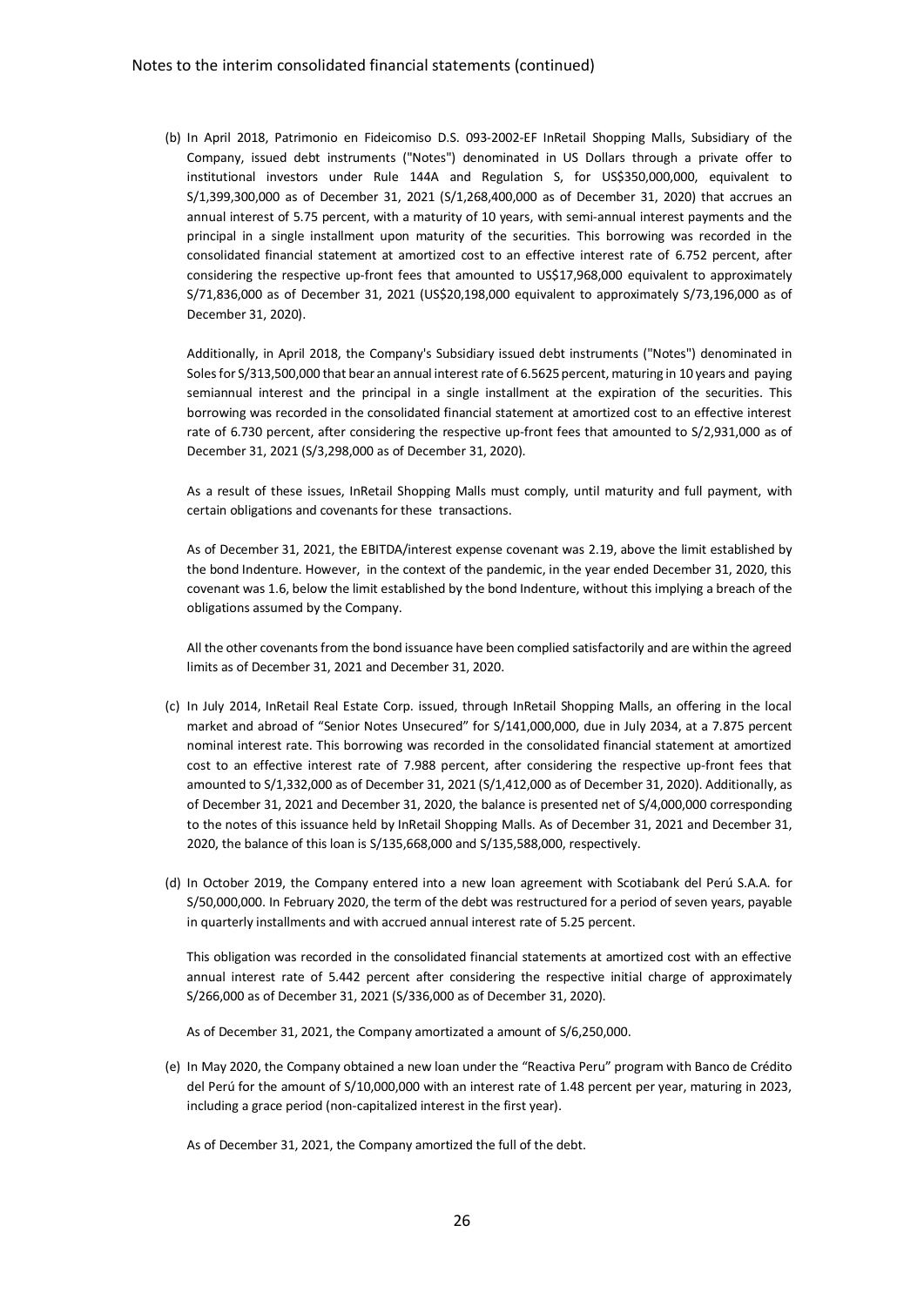(b) In April 2018, Patrimonio en Fideicomiso D.S. 093-2002-EF InRetail Shopping Malls, Subsidiary of the Company, issued debt instruments ("Notes") denominated in US Dollars through a private offer to institutional investors under Rule 144A and Regulation S, for US$350,000,000, equivalent to S/1,399,300,000 as of December 31, 2021 (S/1,268,400,000 as of December 31, 2020) that accrues an annual interest of 5.75 percent, with a maturity of 10 years, with semi-annual interest payments and the principal in a single installment upon maturity of the securities. This borrowing was recorded in the consolidated financial statement at amortized cost to an effective interest rate of 6.752 percent, after considering the respective up-front fees that amounted to US$17,968,000 equivalent to approximately S/71,836,000 as of December 31, 2021 (US$20,198,000 equivalent to approximately S/73,196,000 as of December 31, 2020).

Additionally, in April 2018, the Company's Subsidiary issued debt instruments ("Notes") denominated in Soles for S/313,500,000 that bear an annual interest rate of 6.5625 percent, maturing in 10 years and paying semiannual interest and the principal in a single installment at the expiration of the securities. This borrowing was recorded in the consolidated financial statement at amortized cost to an effective interest rate of 6.730 percent, after considering the respective up-front fees that amounted to S/2,931,000 as of December 31, 2021 (S/3,298,000 as of December 31, 2020).

As a result of these issues, InRetail Shopping Malls must comply, until maturity and full payment, with certain obligations and covenants for these transactions.

As of December 31, 2021, the EBITDA/interest expense covenant was 2.19, above the limit established by the bond Indenture. However, in the context of the pandemic, in the year ended December 31, 2020, this covenant was 1.6, below the limit established by the bond Indenture, without this implying a breach of the obligations assumed by the Company.

All the other covenants from the bond issuance have been complied satisfactorily and are within the agreed limits as of December 31, 2021 and December 31, 2020.

(c) In July 2014, InRetail Real Estate Corp. issued, through InRetail Shopping Malls, an offering in the local market and abroad of "Senior Notes Unsecured" for S/141,000,000, due in July 2034, at a 7.875 percent nominal interest rate. This borrowing was recorded in the consolidated financial statement at amortized cost to an effective interest rate of 7.988 percent, after considering the respective up-front fees that amounted to S/1,332,000 as of December 31, 2021 (S/1,412,000 as of December 31, 2020). Additionally, as of December 31, 2021 and December 31, 2020, the balance is presented net of S/4,000,000 corresponding to the notes of this issuance held by InRetail Shopping Malls. As of December 31, 2021 and December 31, 2020, the balance of this loan is S/135,668,000 and S/135,588,000, respectively.

(d) In October 2019, the Company entered into a new loan agreement with Scotiabank del Perú S.A.A. for S/50,000,000. In February 2020, the term of the debt was restructured for a period of seven years, payable in quarterly installments and with accrued annual interest rate of 5.25 percent.

This obligation was recorded in the consolidated financial statements at amortized cost with an effective annual interest rate of 5.442 percent after considering the respective initial charge of approximately S/266,000 as of December 31, 2021 (S/336,000 as of December 31, 2020).

As of December 31, 2021, the Company amortizated a amount of S/6,250,000.

(e) In May 2020, the Company obtained a new loan under the "Reactiva Peru" program with Banco de Crédito del Perú for the amount of S/10,000,000 with an interest rate of 1.48 percent per year, maturing in 2023, including a grace period (non-capitalized interest in the first year).

As of December 31, 2021, the Company amortized the full of the debt.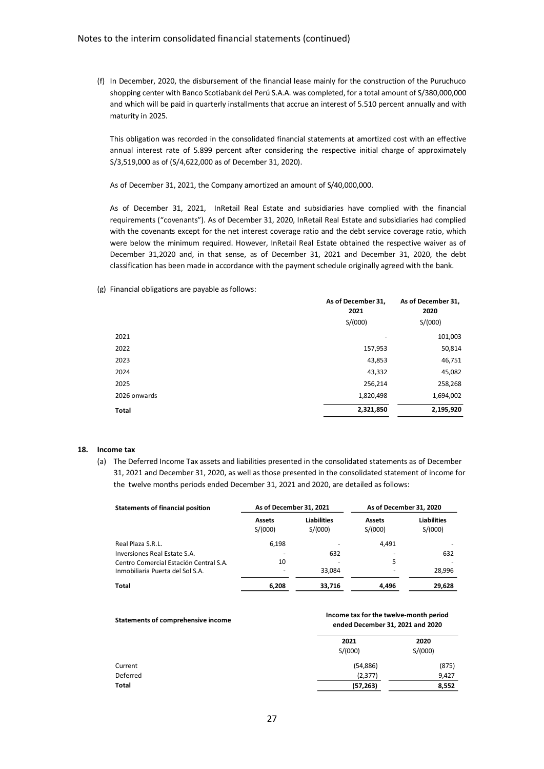(f) In December, 2020, the disbursement of the financial lease mainly for the construction of the Puruchuco shopping center with Banco Scotiabank del Perú S.A.A. was completed, for a total amount of S/380,000,000 and which will be paid in quarterly installments that accrue an interest of 5.510 percent annually and with maturity in 2025.

This obligation was recorded in the consolidated financial statements at amortized cost with an effective annual interest rate of 5.899 percent after considering the respective initial charge of approximately S/3,519,000 as of (S/4,622,000 as of December 31, 2020).

As of December 31, 2021, the Company amortized an amount of S/40,000,000.

As of December 31, 2021, InRetail Real Estate and subsidiaries have complied with the financial requirements ("covenants"). As of December 31, 2020, InRetail Real Estate and subsidiaries had complied with the covenants except for the net interest coverage ratio and the debt service coverage ratio, which were below the minimum required. However, InRetail Real Estate obtained the respective waiver as of December 31,2020 and, in that sense, as of December 31, 2021 and December 31, 2020, the debt classification has been made in accordance with the payment schedule originally agreed with the bank.

(g) Financial obligations are payable as follows:

| | As of December 31, 2021 | As of December 31, 2020 |
|---|---|---|
| | S/(000) | S/(000) |
| 2021 | - | 101,003 |
| 2022 | 157,953 | 50,814 |
| 2023 | 43,853 | 46,751 |
| 2024 | 43,332 | 45,082 |
| 2025 | 256,214 | 258,268 |
| 2026 onwards | 1,820,498 | 1,694,002 |
| **Total** | **2,321,850** | **2,195,920** |

## 18. Income tax

(a) The Deferred Income Tax assets and liabilities presented in the consolidated statements as of December 31, 2021 and December 31, 2020, as well as those presented in the consolidated statement of income for the twelve months periods ended December 31, 2021 and 2020, are detailed as follows:

| **Statements of financial position** | **As of December 31, 2021** | | **As of December 31, 2020** | |
|---|---|---|---|---|
| | **Assets** S/(000) | **Liabilities** S/(000) | **Assets** S/(000) | **Liabilities** S/(000) |
| Real Plaza S.R.L. | 6,198 | - | 4,491 | - |
| Inversiones Real Estate S.A. | - | 632 | - | 632 |
| Centro Comercial Estación Central S.A. | 10 | - | 5 | - |
| Inmobiliaria Puerta del Sol S.A. | - | 33,084 | - | 28,996 |
| **Total** | **6,208** | **33,716** | **4,496** | **29,628** |

| **Statements of comprehensive income** | **Income tax for the twelve-month period ended December 31, 2021 and 2020** | |
|---|---|---|
| | **2021** S/(000) | **2020** S/(000) |
| Current | (54,886) | (875) |
| Deferred | (2,377) | 9,427 |
| **Total** | **(57,263)** | **8,552** |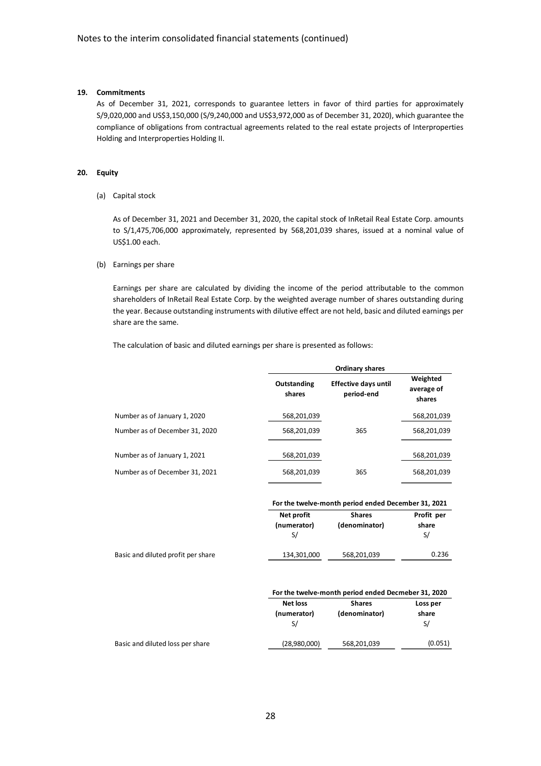Notes to the interim consolidated financial statements (continued)

**19. Commitments**

As of December 31, 2021, corresponds to guarantee letters in favor of third parties for approximately S/9,020,000 and US$3,150,000 (S/9,240,000 and US$3,972,000 as of December 31, 2020), which guarantee the compliance of obligations from contractual agreements related to the real estate projects of Interproperties Holding and Interproperties Holding II.

**20. Equity**

(a) Capital stock

As of December 31, 2021 and December 31, 2020, the capital stock of InRetail Real Estate Corp. amounts to S/1,475,706,000 approximately, represented by 568,201,039 shares, issued at a nominal value of US$1.00 each.

(b) Earnings per share

Earnings per share are calculated by dividing the income of the period attributable to the common shareholders of InRetail Real Estate Corp. by the weighted average number of shares outstanding during the year. Because outstanding instruments with dilutive effect are not held, basic and diluted earnings per share are the same.

The calculation of basic and diluted earnings per share is presented as follows:

| | Ordinary shares | | |
|---|---|---|---|
| | **Outstanding shares** | **Effective days until period-end** | **Weighted average of shares** |
| Number as of January 1, 2020 | 568,201,039 | | 568,201,039 |
| Number as of December 31, 2020 | 568,201,039 | 365 | 568,201,039 |
| Number as of January 1, 2021 | 568,201,039 | | 568,201,039 |
| Number as of December 31, 2021 | 568,201,039 | 365 | 568,201,039 |

| | For the twelve-month period ended December 31, 2021 | | |
|---|---|---|---|
| | **Net profit (numerator) S/** | **Shares (denominator)** | **Profit per share S/** |
| Basic and diluted profit per share | 134,301,000 | 568,201,039 | 0.236 |

| | For the twelve-month period ended Decmeber 31, 2020 | | |
|---|---|---|---|
| | **Net loss (numerator) S/** | **Shares (denominator)** | **Loss per share S/** |
| Basic and diluted loss per share | (28,980,000) | 568,201,039 | (0.051) |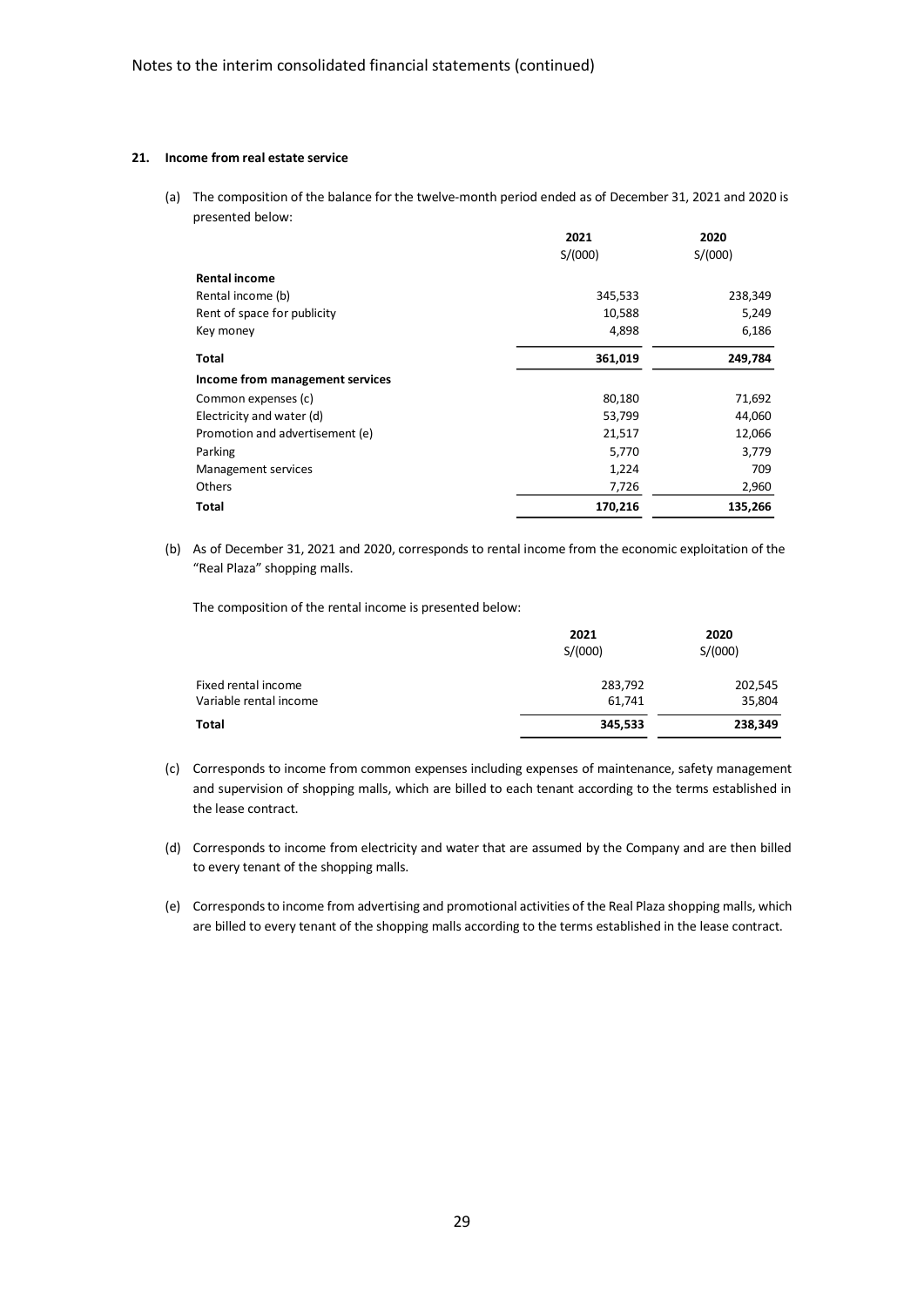## 21. Income from real estate service

(a) The composition of the balance for the twelve-month period ended as of December 31, 2021 and 2020 is presented below:

| | 2021 S/(000) | 2020 S/(000) |
|---|---|---|
| **Rental income** | | |
| Rental income (b) | 345,533 | 238,349 |
| Rent of space for publicity | 10,588 | 5,249 |
| Key money | 4,898 | 6,186 |
| **Total** | **361,019** | **249,784** |
| **Income from management services** | | |
| Common expenses (c) | 80,180 | 71,692 |
| Electricity and water (d) | 53,799 | 44,060 |
| Promotion and advertisement (e) | 21,517 | 12,066 |
| Parking | 5,770 | 3,779 |
| Management services | 1,224 | 709 |
| Others | 7,726 | 2,960 |
| **Total** | **170,216** | **135,266** |

(b) As of December 31, 2021 and 2020, corresponds to rental income from the economic exploitation of the "Real Plaza" shopping malls.

The composition of the rental income is presented below:

| | 2021 S/(000) | 2020 S/(000) |
|---|---|---|
| Fixed rental income | 283,792 | 202,545 |
| Variable rental income | 61,741 | 35,804 |
| **Total** | **345,533** | **238,349** |

(c) Corresponds to income from common expenses including expenses of maintenance, safety management and supervision of shopping malls, which are billed to each tenant according to the terms established in the lease contract.

(d) Corresponds to income from electricity and water that are assumed by the Company and are then billed to every tenant of the shopping malls.

(e) Corresponds to income from advertising and promotional activities of the Real Plaza shopping malls, which are billed to every tenant of the shopping malls according to the terms established in the lease contract.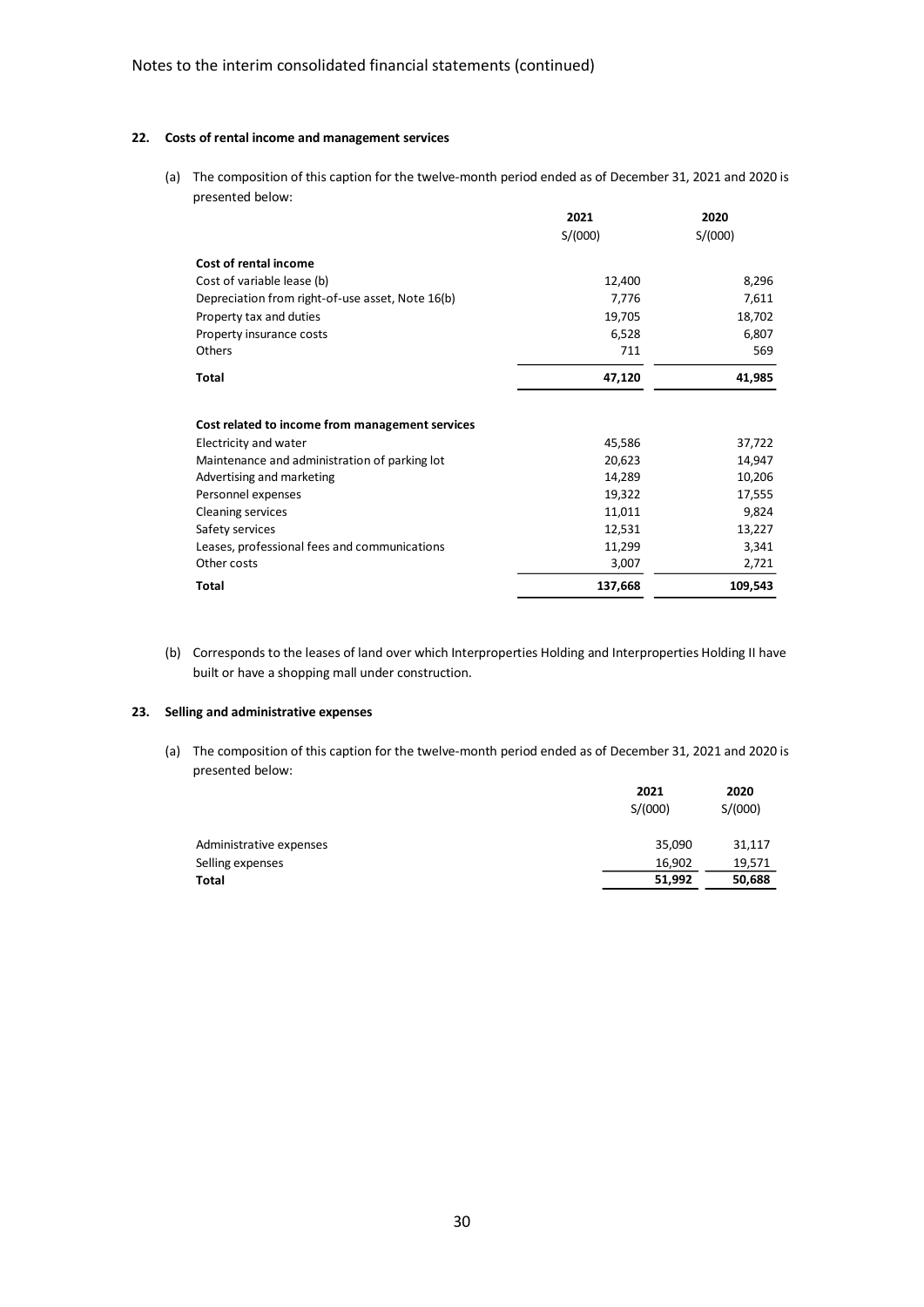## 22. Costs of rental income and management services

(a) The composition of this caption for the twelve-month period ended as of December 31, 2021 and 2020 is presented below:

| | 2021 | 2020 |
|---|---|---|
| | S/(000) | S/(000) |
| **Cost of rental income** | | |
| Cost of variable lease (b) | 12,400 | 8,296 |
| Depreciation from right-of-use asset, Note 16(b) | 7,776 | 7,611 |
| Property tax and duties | 19,705 | 18,702 |
| Property insurance costs | 6,528 | 6,807 |
| Others | 711 | 569 |
| **Total** | **47,120** | **41,985** |
| | | |
| **Cost related to income from management services** | | |
| Electricity and water | 45,586 | 37,722 |
| Maintenance and administration of parking lot | 20,623 | 14,947 |
| Advertising and marketing | 14,289 | 10,206 |
| Personnel expenses | 19,322 | 17,555 |
| Cleaning services | 11,011 | 9,824 |
| Safety services | 12,531 | 13,227 |
| Leases, professional fees and communications | 11,299 | 3,341 |
| Other costs | 3,007 | 2,721 |
| **Total** | **137,668** | **109,543** |

(b) Corresponds to the leases of land over which Interproperties Holding and Interproperties Holding II have built or have a shopping mall under construction.

## 23. Selling and administrative expenses

(a) The composition of this caption for the twelve-month period ended as of December 31, 2021 and 2020 is presented below:

| | 2021 | 2020 |
|---|---|---|
| | S/(000) | S/(000) |
| Administrative expenses | 35,090 | 31,117 |
| Selling expenses | 16,902 | 19,571 |
| **Total** | **51,992** | **50,688** |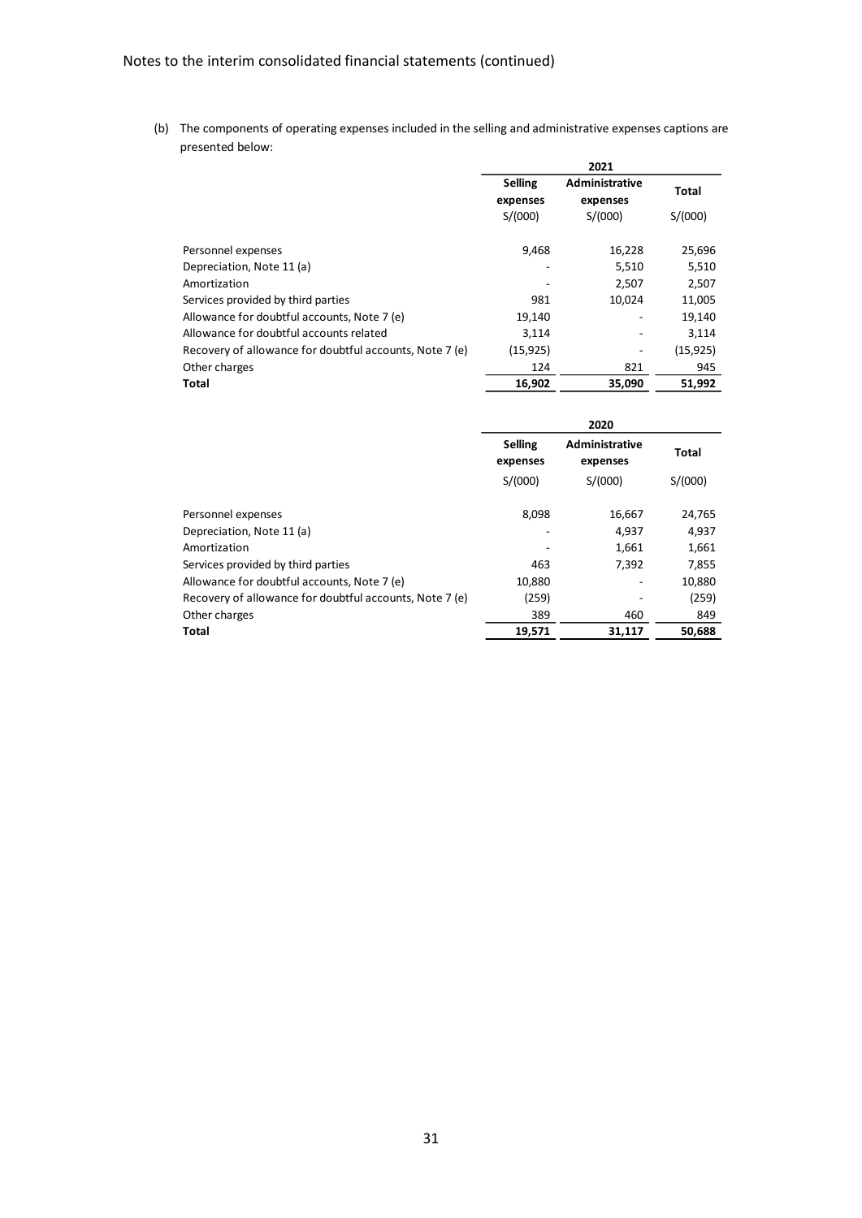Notes to the interim consolidated financial statements (continued)

(b) The components of operating expenses included in the selling and administrative expenses captions are presented below:

| | 2021 | | |
|---|---|---|---|
| | **Selling expenses** | **Administrative expenses** | **Total** |
| | S/(000) | S/(000) | S/(000) |
| Personnel expenses | 9,468 | 16,228 | 25,696 |
| Depreciation, Note 11 (a) | - | 5,510 | 5,510 |
| Amortization | - | 2,507 | 2,507 |
| Services provided by third parties | 981 | 10,024 | 11,005 |
| Allowance for doubtful accounts, Note 7 (e) | 19,140 | - | 19,140 |
| Allowance for doubtful accounts related | 3,114 | - | 3,114 |
| Recovery of allowance for doubtful accounts, Note 7 (e) | (15,925) | - | (15,925) |
| Other charges | 124 | 821 | 945 |
| **Total** | **16,902** | **35,090** | **51,992** |

| | 2020 | | |
|---|---|---|---|
| | **Selling expenses** | **Administrative expenses** | **Total** |
| | S/(000) | S/(000) | S/(000) |
| Personnel expenses | 8,098 | 16,667 | 24,765 |
| Depreciation, Note 11 (a) | - | 4,937 | 4,937 |
| Amortization | - | 1,661 | 1,661 |
| Services provided by third parties | 463 | 7,392 | 7,855 |
| Allowance for doubtful accounts, Note 7 (e) | 10,880 | - | 10,880 |
| Recovery of allowance for doubtful accounts, Note 7 (e) | (259) | - | (259) |
| Other charges | 389 | 460 | 849 |
| **Total** | **19,571** | **31,117** | **50,688** |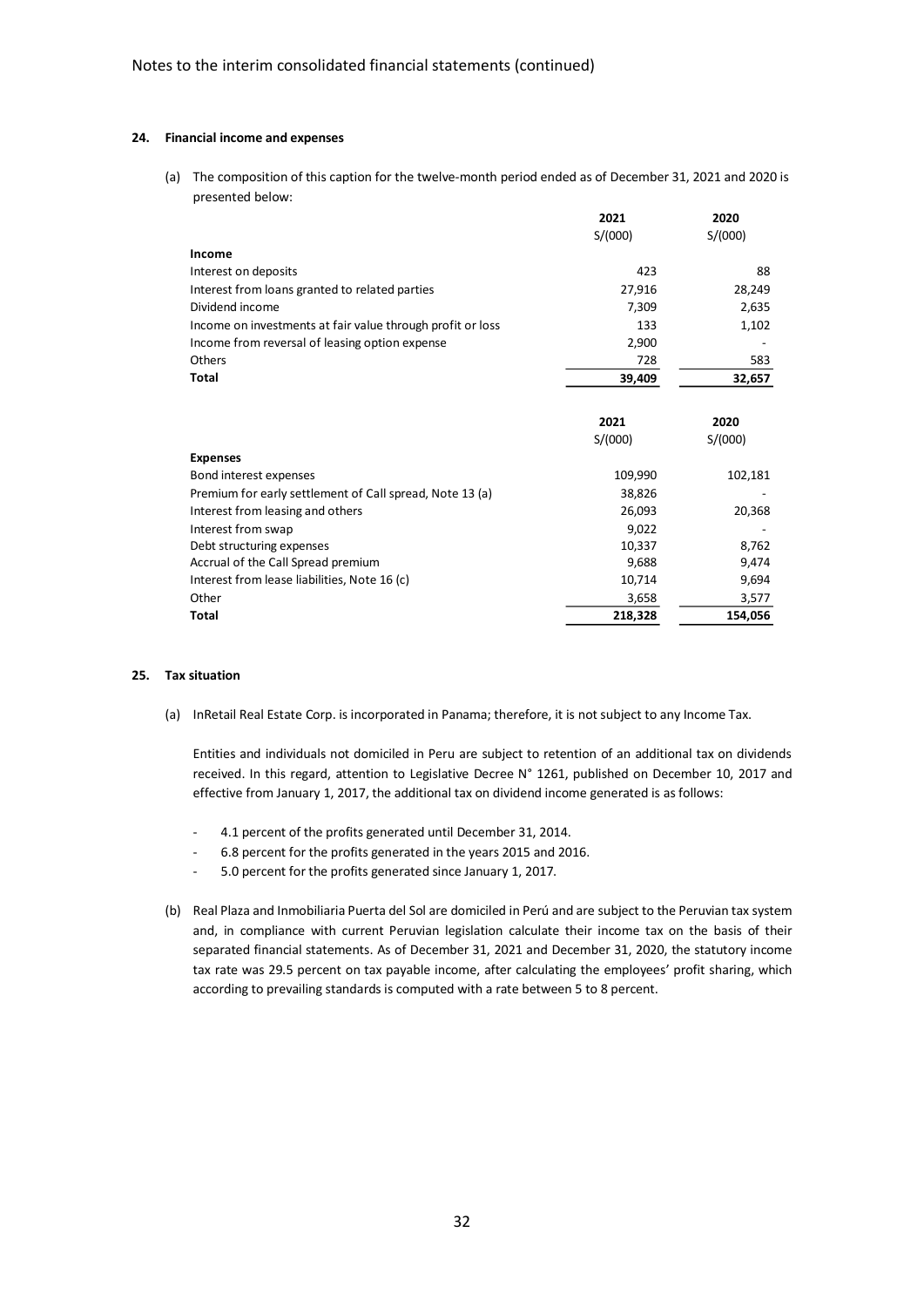## 24. Financial income and expenses

(a) The composition of this caption for the twelve-month period ended as of December 31, 2021 and 2020 is presented below:

| | 2021 | 2020 |
|---|---|---|
| | S/(000) | S/(000) |
| **Income** | | |
| Interest on deposits | 423 | 88 |
| Interest from loans granted to related parties | 27,916 | 28,249 |
| Dividend income | 7,309 | 2,635 |
| Income on investments at fair value through profit or loss | 133 | 1,102 |
| Income from reversal of leasing option expense | 2,900 | - |
| Others | 728 | 583 |
| **Total** | **39,409** | **32,657** |

| | 2021 | 2020 |
|---|---|---|
| | S/(000) | S/(000) |
| **Expenses** | | |
| Bond interest expenses | 109,990 | 102,181 |
| Premium for early settlement of Call spread, Note 13 (a) | 38,826 | - |
| Interest from leasing and others | 26,093 | 20,368 |
| Interest from swap | 9,022 | - |
| Debt structuring expenses | 10,337 | 8,762 |
| Accrual of the Call Spread premium | 9,688 | 9,474 |
| Interest from lease liabilities, Note 16 (c) | 10,714 | 9,694 |
| Other | 3,658 | 3,577 |
| **Total** | **218,328** | **154,056** |

## 25. Tax situation

(a) InRetail Real Estate Corp. is incorporated in Panama; therefore, it is not subject to any Income Tax.

Entities and individuals not domiciled in Peru are subject to retention of an additional tax on dividends received. In this regard, attention to Legislative Decree N° 1261, published on December 10, 2017 and effective from January 1, 2017, the additional tax on dividend income generated is as follows:

- 4.1 percent of the profits generated until December 31, 2014.
- 6.8 percent for the profits generated in the years 2015 and 2016.
- 5.0 percent for the profits generated since January 1, 2017.

(b) Real Plaza and Inmobiliaria Puerta del Sol are domiciled in Perú and are subject to the Peruvian tax system and, in compliance with current Peruvian legislation calculate their income tax on the basis of their separated financial statements. As of December 31, 2021 and December 31, 2020, the statutory income tax rate was 29.5 percent on tax payable income, after calculating the employees' profit sharing, which according to prevailing standards is computed with a rate between 5 to 8 percent.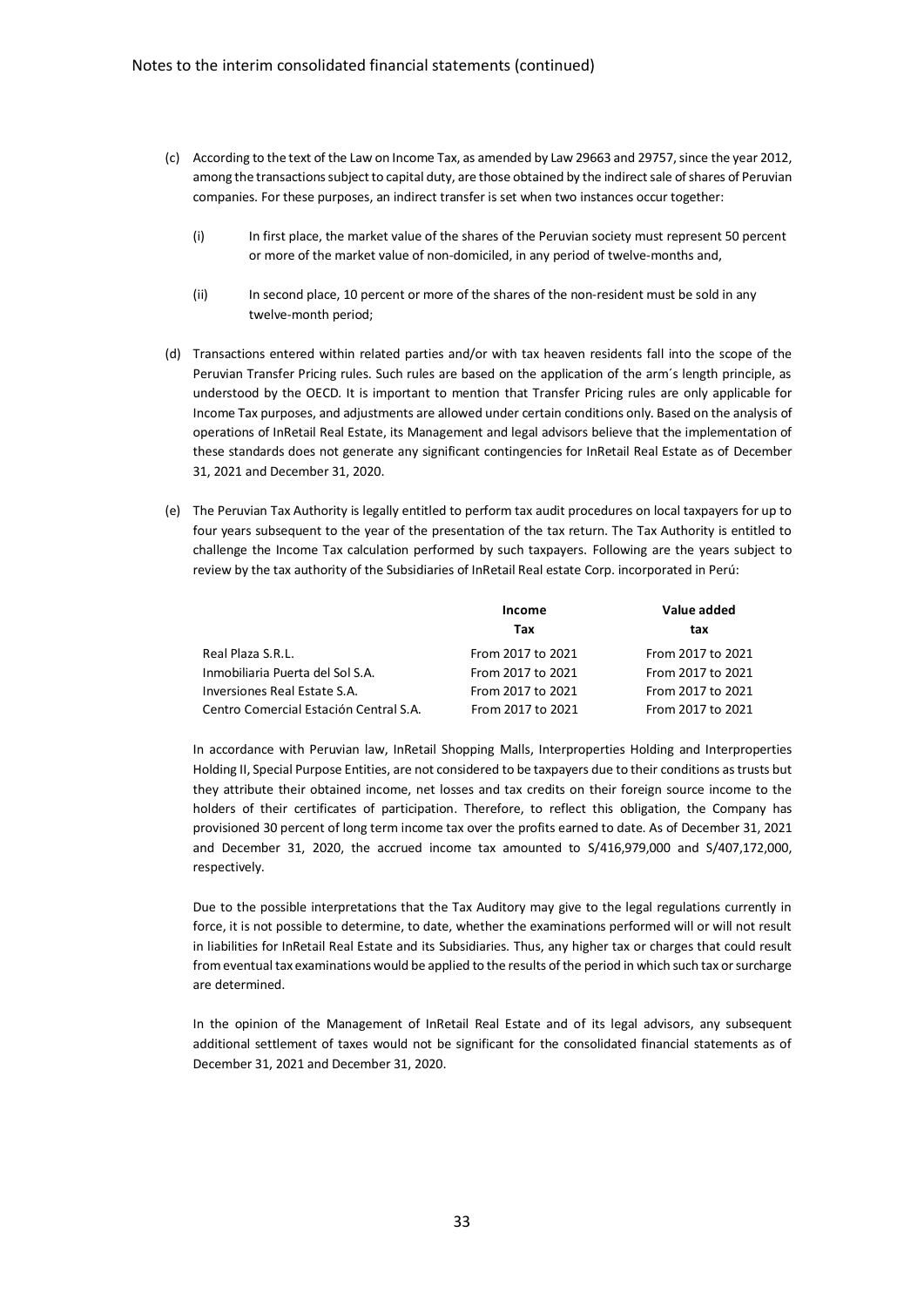(c) According to the text of the Law on Income Tax, as amended by Law 29663 and 29757, since the year 2012, among the transactions subject to capital duty, are those obtained by the indirect sale of shares of Peruvian companies. For these purposes, an indirect transfer is set when two instances occur together:

  (i) In first place, the market value of the shares of the Peruvian society must represent 50 percent or more of the market value of non-domiciled, in any period of twelve-months and,

  (ii) In second place, 10 percent or more of the shares of the non-resident must be sold in any twelve-month period;

(d) Transactions entered within related parties and/or with tax heaven residents fall into the scope of the Peruvian Transfer Pricing rules. Such rules are based on the application of the arm´s length principle, as understood by the OECD. It is important to mention that Transfer Pricing rules are only applicable for Income Tax purposes, and adjustments are allowed under certain conditions only. Based on the analysis of operations of InRetail Real Estate, its Management and legal advisors believe that the implementation of these standards does not generate any significant contingencies for InRetail Real Estate as of December 31, 2021 and December 31, 2020.

(e) The Peruvian Tax Authority is legally entitled to perform tax audit procedures on local taxpayers for up to four years subsequent to the year of the presentation of the tax return. The Tax Authority is entitled to challenge the Income Tax calculation performed by such taxpayers. Following are the years subject to review by the tax authority of the Subsidiaries of InRetail Real estate Corp. incorporated in Perú:

| | **Income Tax** | **Value added tax** |
|---|---|---|
| Real Plaza S.R.L. | From 2017 to 2021 | From 2017 to 2021 |
| Inmobiliaria Puerta del Sol S.A. | From 2017 to 2021 | From 2017 to 2021 |
| Inversiones Real Estate S.A. | From 2017 to 2021 | From 2017 to 2021 |
| Centro Comercial Estación Central S.A. | From 2017 to 2021 | From 2017 to 2021 |

In accordance with Peruvian law, InRetail Shopping Malls, Interproperties Holding and Interproperties Holding II, Special Purpose Entities, are not considered to be taxpayers due to their conditions as trusts but they attribute their obtained income, net losses and tax credits on their foreign source income to the holders of their certificates of participation. Therefore, to reflect this obligation, the Company has provisioned 30 percent of long term income tax over the profits earned to date. As of December 31, 2021 and December 31, 2020, the accrued income tax amounted to S/416,979,000 and S/407,172,000, respectively.

Due to the possible interpretations that the Tax Auditory may give to the legal regulations currently in force, it is not possible to determine, to date, whether the examinations performed will or will not result in liabilities for InRetail Real Estate and its Subsidiaries. Thus, any higher tax or charges that could result from eventual tax examinations would be applied to the results of the period in which such tax or surcharge are determined.

In the opinion of the Management of InRetail Real Estate and of its legal advisors, any subsequent additional settlement of taxes would not be significant for the consolidated financial statements as of December 31, 2021 and December 31, 2020.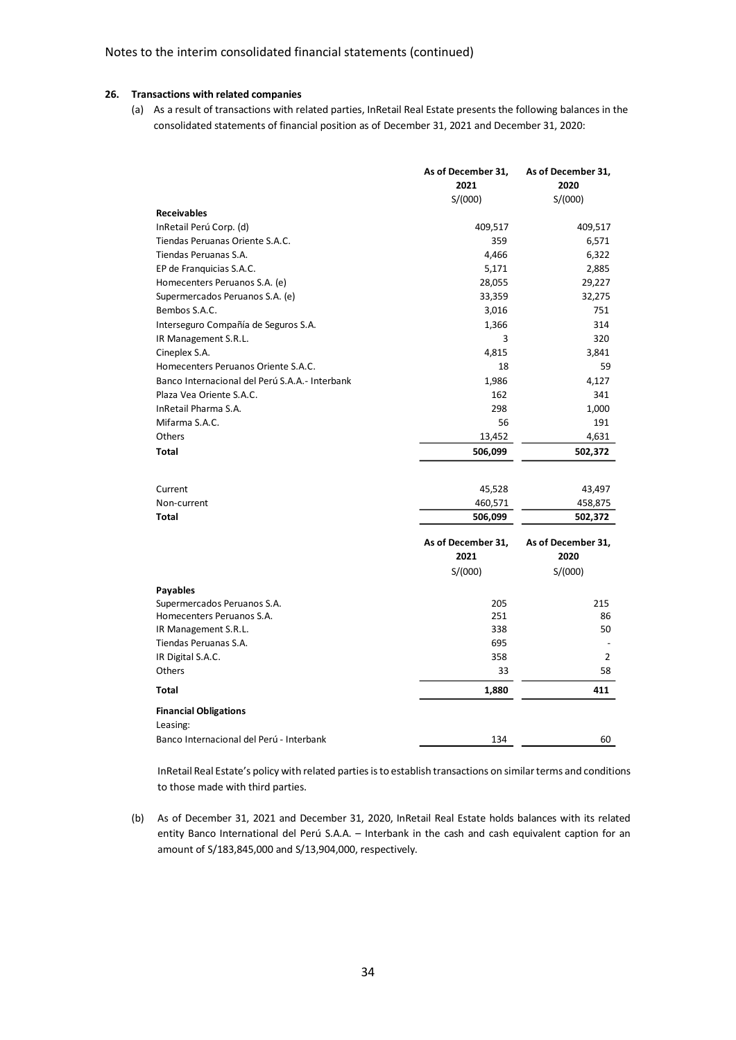## 26. Transactions with related companies

(a) As a result of transactions with related parties, InRetail Real Estate presents the following balances in the consolidated statements of financial position as of December 31, 2021 and December 31, 2020:

| | As of December 31, 2021 S/(000) | As of December 31, 2020 S/(000) |
|---|---|---|
| **Receivables** | | |
| InRetail Perú Corp. (d) | 409,517 | 409,517 |
| Tiendas Peruanas Oriente S.A.C. | 359 | 6,571 |
| Tiendas Peruanas S.A. | 4,466 | 6,322 |
| EP de Franquicias S.A.C. | 5,171 | 2,885 |
| Homecenters Peruanos S.A. (e) | 28,055 | 29,227 |
| Supermercados Peruanos S.A. (e) | 33,359 | 32,275 |
| Bembos S.A.C. | 3,016 | 751 |
| Interseguro Compañía de Seguros S.A. | 1,366 | 314 |
| IR Management S.R.L. | 3 | 320 |
| Cineplex S.A. | 4,815 | 3,841 |
| Homecenters Peruanos Oriente S.A.C. | 18 | 59 |
| Banco Internacional del Perú S.A.A.- Interbank | 1,986 | 4,127 |
| Plaza Vea Oriente S.A.C. | 162 | 341 |
| InRetail Pharma S.A. | 298 | 1,000 |
| Mifarma S.A.C. | 56 | 191 |
| Others | 13,452 | 4,631 |
| **Total** | **506,099** | **502,372** |
| | | |
| Current | 45,528 | 43,497 |
| Non-current | 460,571 | 458,875 |
| **Total** | **506,099** | **502,372** |

| | As of December 31, 2021 S/(000) | As of December 31, 2020 S/(000) |
|---|---|---|
| **Payables** | | |
| Supermercados Peruanos S.A. | 205 | 215 |
| Homecenters Peruanos S.A. | 251 | 86 |
| IR Management S.R.L. | 338 | 50 |
| Tiendas Peruanas S.A. | 695 | - |
| IR Digital S.A.C. | 358 | 2 |
| Others | 33 | 58 |
| **Total** | **1,880** | **411** |
| **Financial Obligations** | | |
| Leasing: | | |
| Banco Internacional del Perú - Interbank | 134 | 60 |

InRetail Real Estate's policy with related parties is to establish transactions on similar terms and conditions to those made with third parties.

(b) As of December 31, 2021 and December 31, 2020, InRetail Real Estate holds balances with its related entity Banco International del Perú S.A.A. – Interbank in the cash and cash equivalent caption for an amount of S/183,845,000 and S/13,904,000, respectively.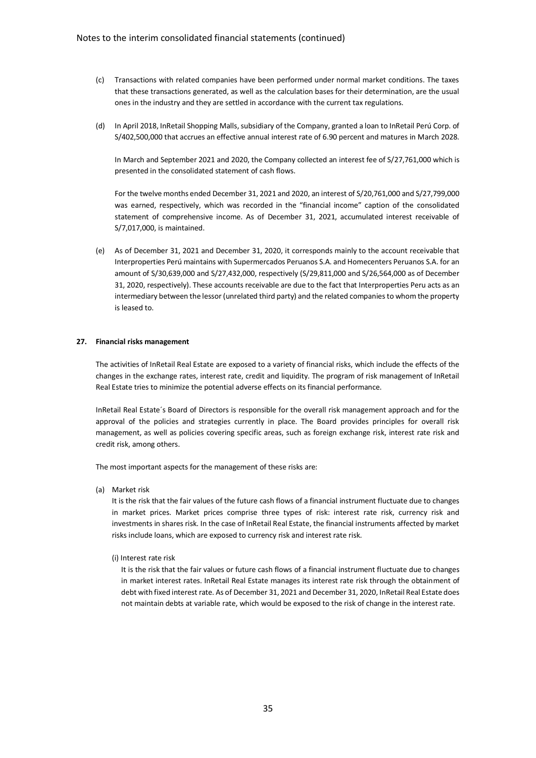(c) Transactions with related companies have been performed under normal market conditions. The taxes that these transactions generated, as well as the calculation bases for their determination, are the usual ones in the industry and they are settled in accordance with the current tax regulations.

(d) In April 2018, InRetail Shopping Malls, subsidiary of the Company, granted a loan to InRetail Perú Corp. of S/402,500,000 that accrues an effective annual interest rate of 6.90 percent and matures in March 2028.

In March and September 2021 and 2020, the Company collected an interest fee of S/27,761,000 which is presented in the consolidated statement of cash flows.

For the twelve months ended December 31, 2021 and 2020, an interest of S/20,761,000 and S/27,799,000 was earned, respectively, which was recorded in the "financial income" caption of the consolidated statement of comprehensive income. As of December 31, 2021, accumulated interest receivable of S/7,017,000, is maintained.

(e) As of December 31, 2021 and December 31, 2020, it corresponds mainly to the account receivable that Interproperties Perú maintains with Supermercados Peruanos S.A. and Homecenters Peruanos S.A. for an amount of S/30,639,000 and S/27,432,000, respectively (S/29,811,000 and S/26,564,000 as of December 31, 2020, respectively). These accounts receivable are due to the fact that Interproperties Peru acts as an intermediary between the lessor (unrelated third party) and the related companies to whom the property is leased to.

## 27. Financial risks management

The activities of InRetail Real Estate are exposed to a variety of financial risks, which include the effects of the changes in the exchange rates, interest rate, credit and liquidity. The program of risk management of InRetail Real Estate tries to minimize the potential adverse effects on its financial performance.

InRetail Real Estate´s Board of Directors is responsible for the overall risk management approach and for the approval of the policies and strategies currently in place. The Board provides principles for overall risk management, as well as policies covering specific areas, such as foreign exchange risk, interest rate risk and credit risk, among others.

The most important aspects for the management of these risks are:

(a) Market risk

It is the risk that the fair values of the future cash flows of a financial instrument fluctuate due to changes in market prices. Market prices comprise three types of risk: interest rate risk, currency risk and investments in shares risk. In the case of InRetail Real Estate, the financial instruments affected by market risks include loans, which are exposed to currency risk and interest rate risk.

(i) Interest rate risk

It is the risk that the fair values or future cash flows of a financial instrument fluctuate due to changes in market interest rates. InRetail Real Estate manages its interest rate risk through the obtainment of debt with fixed interest rate. As of December 31, 2021 and December 31, 2020, InRetail Real Estate does not maintain debts at variable rate, which would be exposed to the risk of change in the interest rate.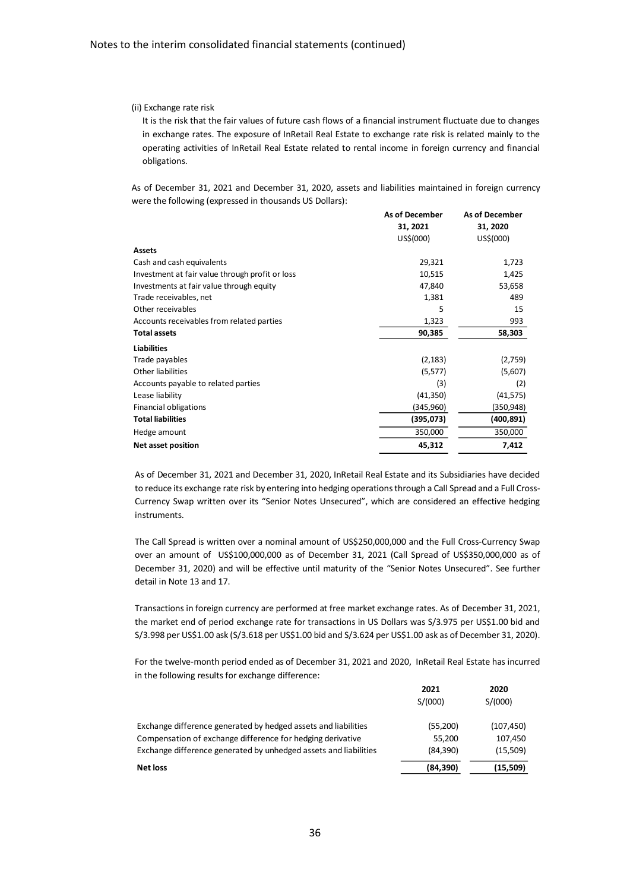(ii) Exchange rate risk

It is the risk that the fair values of future cash flows of a financial instrument fluctuate due to changes in exchange rates. The exposure of InRetail Real Estate to exchange rate risk is related mainly to the operating activities of InRetail Real Estate related to rental income in foreign currency and financial obligations.

As of December 31, 2021 and December 31, 2020, assets and liabilities maintained in foreign currency were the following (expressed in thousands US Dollars):

| | As of December 31, 2021 US$(000) | As of December 31, 2020 US$(000) |
|---|---|---|
| **Assets** | | |
| Cash and cash equivalents | 29,321 | 1,723 |
| Investment at fair value through profit or loss | 10,515 | 1,425 |
| Investments at fair value through equity | 47,840 | 53,658 |
| Trade receivables, net | 1,381 | 489 |
| Other receivables | 5 | 15 |
| Accounts receivables from related parties | 1,323 | 993 |
| **Total assets** | **90,385** | **58,303** |
| **Liabilities** | | |
| Trade payables | (2,183) | (2,759) |
| Other liabilities | (5,577) | (5,607) |
| Accounts payable to related parties | (3) | (2) |
| Lease liability | (41,350) | (41,575) |
| Financial obligations | (345,960) | (350,948) |
| **Total liabilities** | **(395,073)** | **(400,891)** |
| Hedge amount | 350,000 | 350,000 |
| **Net asset position** | **45,312** | **7,412** |

As of December 31, 2021 and December 31, 2020, InRetail Real Estate and its Subsidiaries have decided to reduce its exchange rate risk by entering into hedging operations through a Call Spread and a Full Cross-Currency Swap written over its "Senior Notes Unsecured", which are considered an effective hedging instruments.

The Call Spread is written over a nominal amount of US$250,000,000 and the Full Cross-Currency Swap over an amount of US$100,000,000 as of December 31, 2021 (Call Spread of US$350,000,000 as of December 31, 2020) and will be effective until maturity of the "Senior Notes Unsecured". See further detail in Note 13 and 17.

Transactions in foreign currency are performed at free market exchange rates. As of December 31, 2021, the market end of period exchange rate for transactions in US Dollars was S/3.975 per US$1.00 bid and S/3.998 per US$1.00 ask (S/3.618 per US$1.00 bid and S/3.624 per US$1.00 ask as of December 31, 2020).

For the twelve-month period ended as of December 31, 2021 and 2020, InRetail Real Estate has incurred in the following results for exchange difference:

| | 2021 S/(000) | 2020 S/(000) |
|---|---|---|
| Exchange difference generated by hedged assets and liabilities | (55,200) | (107,450) |
| Compensation of exchange difference for hedging derivative | 55,200 | 107,450 |
| Exchange difference generated by unhedged assets and liabilities | (84,390) | (15,509) |
| **Net loss** | **(84,390)** | **(15,509)** |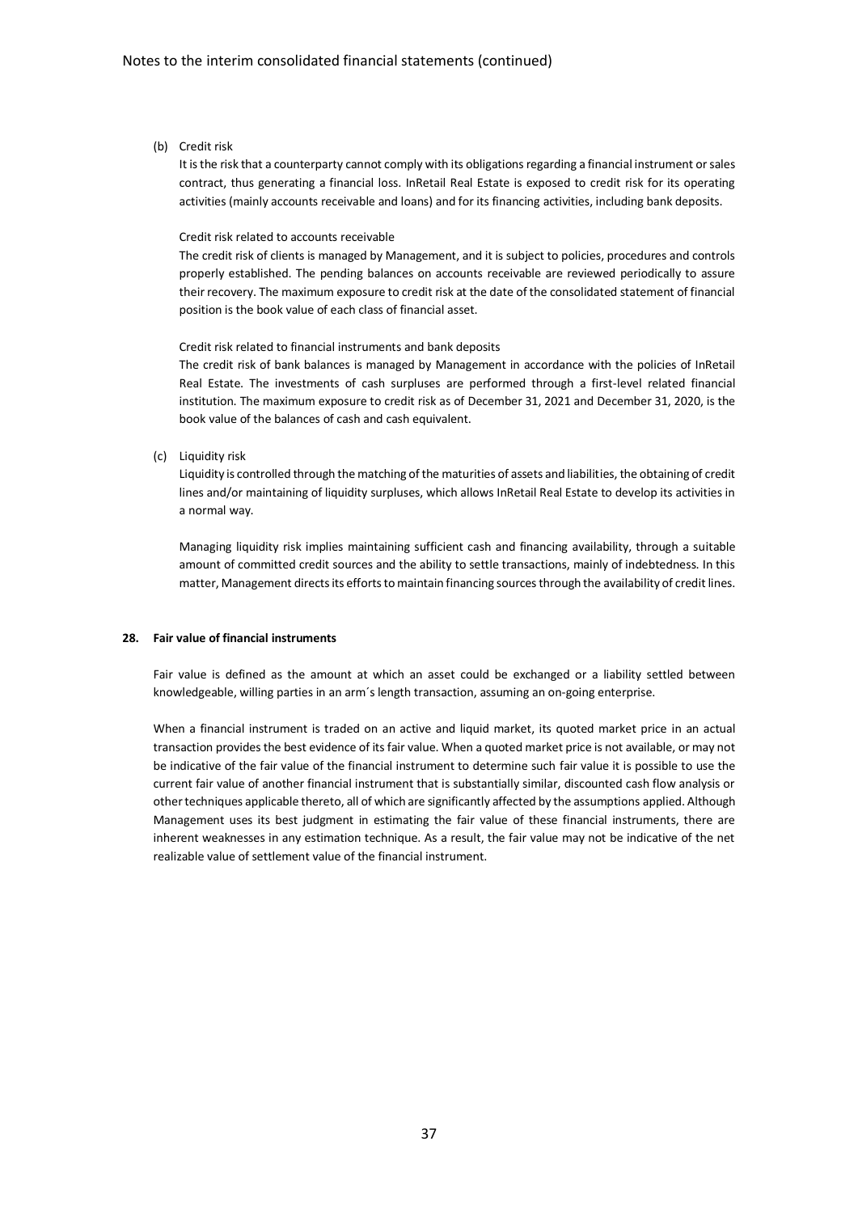(b) Credit risk

It is the risk that a counterparty cannot comply with its obligations regarding a financial instrument or sales contract, thus generating a financial loss. InRetail Real Estate is exposed to credit risk for its operating activities (mainly accounts receivable and loans) and for its financing activities, including bank deposits.

Credit risk related to accounts receivable

The credit risk of clients is managed by Management, and it is subject to policies, procedures and controls properly established. The pending balances on accounts receivable are reviewed periodically to assure their recovery. The maximum exposure to credit risk at the date of the consolidated statement of financial position is the book value of each class of financial asset.

Credit risk related to financial instruments and bank deposits

The credit risk of bank balances is managed by Management in accordance with the policies of InRetail Real Estate. The investments of cash surpluses are performed through a first-level related financial institution. The maximum exposure to credit risk as of December 31, 2021 and December 31, 2020, is the book value of the balances of cash and cash equivalent.

(c) Liquidity risk

Liquidity is controlled through the matching of the maturities of assets and liabilities, the obtaining of credit lines and/or maintaining of liquidity surpluses, which allows InRetail Real Estate to develop its activities in a normal way.

Managing liquidity risk implies maintaining sufficient cash and financing availability, through a suitable amount of committed credit sources and the ability to settle transactions, mainly of indebtedness. In this matter, Management directs its efforts to maintain financing sources through the availability of credit lines.

**28. Fair value of financial instruments**

Fair value is defined as the amount at which an asset could be exchanged or a liability settled between knowledgeable, willing parties in an arm´s length transaction, assuming an on-going enterprise.

When a financial instrument is traded on an active and liquid market, its quoted market price in an actual transaction provides the best evidence of its fair value. When a quoted market price is not available, or may not be indicative of the fair value of the financial instrument to determine such fair value it is possible to use the current fair value of another financial instrument that is substantially similar, discounted cash flow analysis or other techniques applicable thereto, all of which are significantly affected by the assumptions applied. Although Management uses its best judgment in estimating the fair value of these financial instruments, there are inherent weaknesses in any estimation technique. As a result, the fair value may not be indicative of the net realizable value of settlement value of the financial instrument.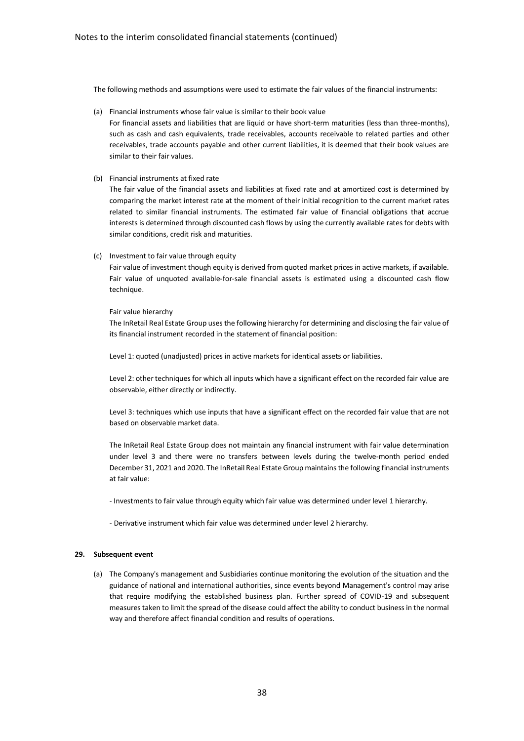The following methods and assumptions were used to estimate the fair values of the financial instruments:

(a) Financial instruments whose fair value is similar to their book value
For financial assets and liabilities that are liquid or have short-term maturities (less than three-months), such as cash and cash equivalents, trade receivables, accounts receivable to related parties and other receivables, trade accounts payable and other current liabilities, it is deemed that their book values are similar to their fair values.

(b) Financial instruments at fixed rate
The fair value of the financial assets and liabilities at fixed rate and at amortized cost is determined by comparing the market interest rate at the moment of their initial recognition to the current market rates related to similar financial instruments. The estimated fair value of financial obligations that accrue interests is determined through discounted cash flows by using the currently available rates for debts with similar conditions, credit risk and maturities.

(c) Investment to fair value through equity
Fair value of investment though equity is derived from quoted market prices in active markets, if available. Fair value of unquoted available-for-sale financial assets is estimated using a discounted cash flow technique.

Fair value hierarchy
The InRetail Real Estate Group uses the following hierarchy for determining and disclosing the fair value of its financial instrument recorded in the statement of financial position:

Level 1: quoted (unadjusted) prices in active markets for identical assets or liabilities.

Level 2: other techniques for which all inputs which have a significant effect on the recorded fair value are observable, either directly or indirectly.

Level 3: techniques which use inputs that have a significant effect on the recorded fair value that are not based on observable market data.

The InRetail Real Estate Group does not maintain any financial instrument with fair value determination under level 3 and there were no transfers between levels during the twelve-month period ended December 31, 2021 and 2020. The InRetail Real Estate Group maintains the following financial instruments at fair value:

- Investments to fair value through equity which fair value was determined under level 1 hierarchy.

- Derivative instrument which fair value was determined under level 2 hierarchy.

**29. Subsequent event**

(a) The Company's management and Susbidiaries continue monitoring the evolution of the situation and the guidance of national and international authorities, since events beyond Management's control may arise that require modifying the established business plan. Further spread of COVID-19 and subsequent measures taken to limit the spread of the disease could affect the ability to conduct business in the normal way and therefore affect financial condition and results of operations.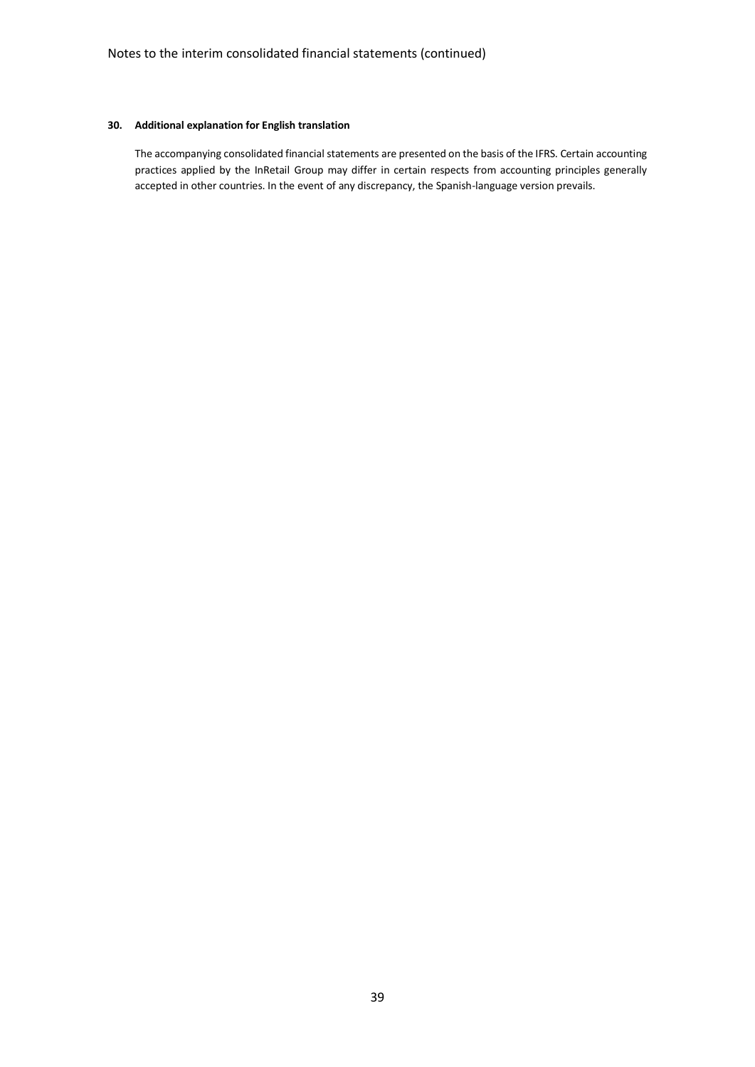**30. Additional explanation for English translation**

The accompanying consolidated financial statements are presented on the basis of the IFRS. Certain accounting practices applied by the InRetail Group may differ in certain respects from accounting principles generally accepted in other countries. In the event of any discrepancy, the Spanish-language version prevails.